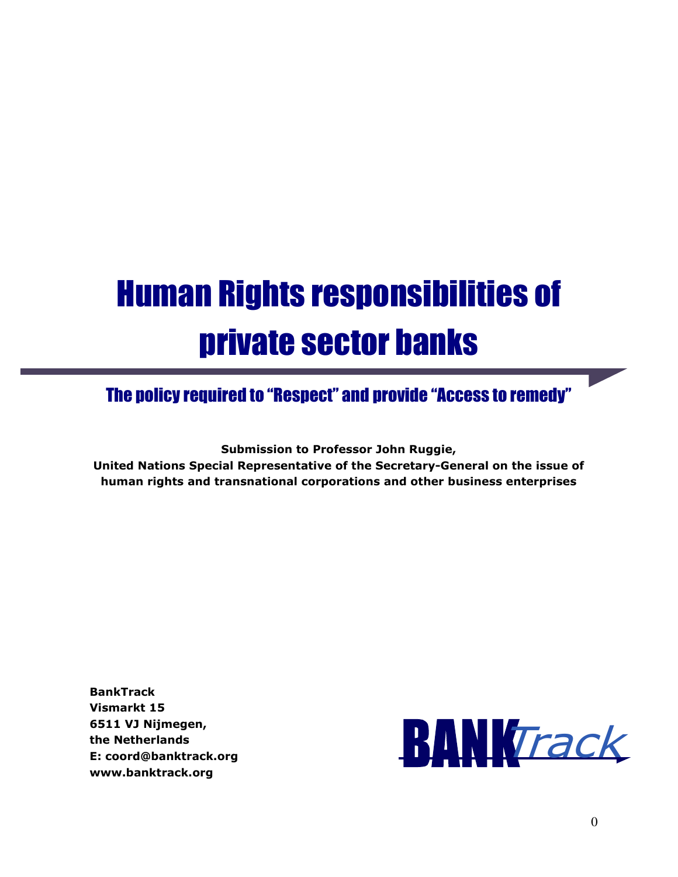# Human Rights responsibilities of private sector banks

## The policy required to "Respect" and provide "Access to remedy"

**Submission to Professor John Ruggie,**
**United Nations Special Representative of the Secretary-General on the issue of human rights and transnational corporations and other business enterprises**

**BankTrack**
**Vismarkt 15**
**6511 VJ Nijmegen,**
**the Netherlands**
**E: coord@banktrack.org**
**www.banktrack.org**

BANKTrack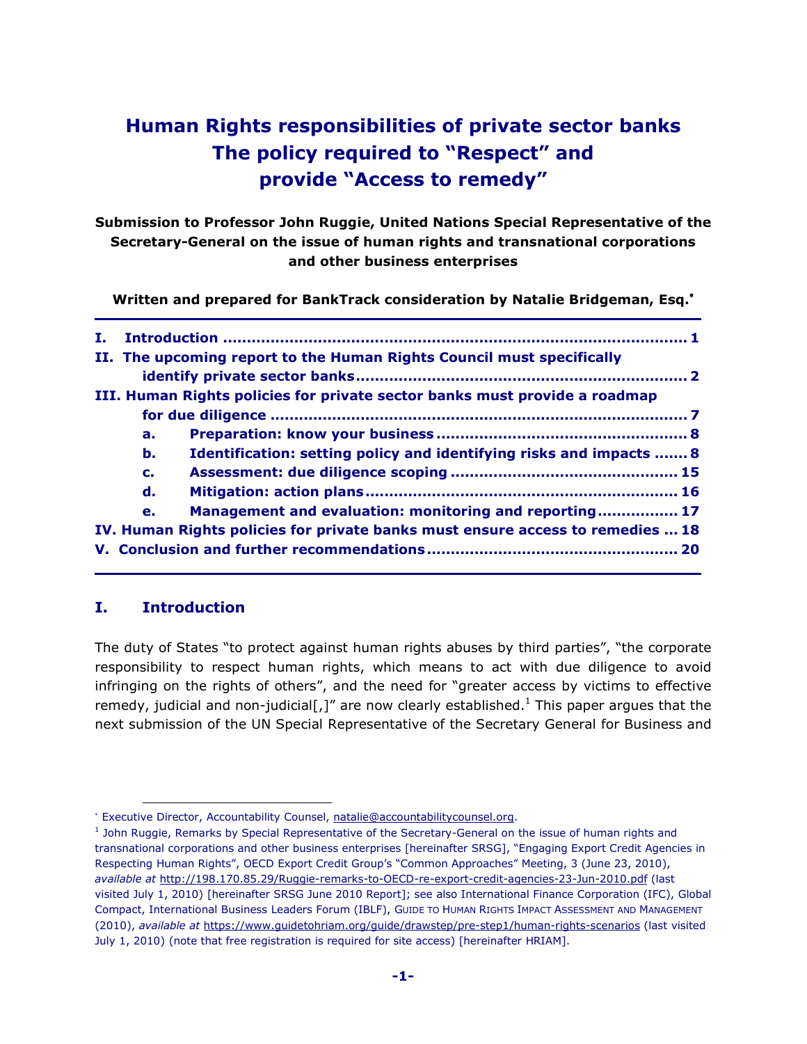# Human Rights responsibilities of private sector banks The policy required to "Respect" and provide "Access to remedy"

**Submission to Professor John Ruggie, United Nations Special Representative of the Secretary-General on the issue of human rights and transnational corporations and other business enterprises**

**Written and prepared for BankTrack consideration by Natalie Bridgeman, Esq.**[*]

---

**I. Introduction ........................................................................................ 1**

**II. The upcoming report to the Human Rights Council must specifically identify private sector banks ..................................................................... 2**

**III. Human Rights policies for private sector banks must provide a roadmap for due diligence ........................................................................................ 7**

- **a. Preparation: know your business ..................................................... 8**
- **b. Identification: setting policy and identifying risks and impacts ....... 8**
- **c. Assessment: due diligence scoping ............................................... 15**
- **d. Mitigation: action plans .................................................................. 16**
- **e. Management and evaluation: monitoring and reporting................. 17**

**IV. Human Rights policies for private banks must ensure access to remedies ... 18**

**V. Conclusion and further recommendations .................................................. 20**

---

## I. Introduction

The duty of States "to protect against human rights abuses by third parties", "the corporate responsibility to respect human rights, which means to act with due diligence to avoid infringing on the rights of others", and the need for "greater access by victims to effective remedy, judicial and non-judicial[,]" are now clearly established.[1] This paper argues that the next submission of the UN Special Representative of the Secretary General for Business and

---

[*] Executive Director, Accountability Counsel, natalie@accountabilitycounsel.org.

[1] John Ruggie, Remarks by Special Representative of the Secretary-General on the issue of human rights and transnational corporations and other business enterprises [hereinafter SRSG], "Engaging Export Credit Agencies in Respecting Human Rights", OECD Export Credit Group's "Common Approaches" Meeting, 3 (June 23, 2010), *available at* http://198.170.85.29/Ruggie-remarks-to-OECD-re-export-credit-agencies-23-Jun-2010.pdf (last visited July 1, 2010) [hereinafter SRSG June 2010 Report]; see also International Finance Corporation (IFC), Global Compact, International Business Leaders Forum (IBLF), GUIDE TO HUMAN RIGHTS IMPACT ASSESSMENT AND MANAGEMENT (2010), *available at* https://www.guidetohriam.org/guide/drawstep/pre-step1/human-rights-scenarios (last visited July 1, 2010) (note that free registration is required for site access) [hereinafter HRIAM].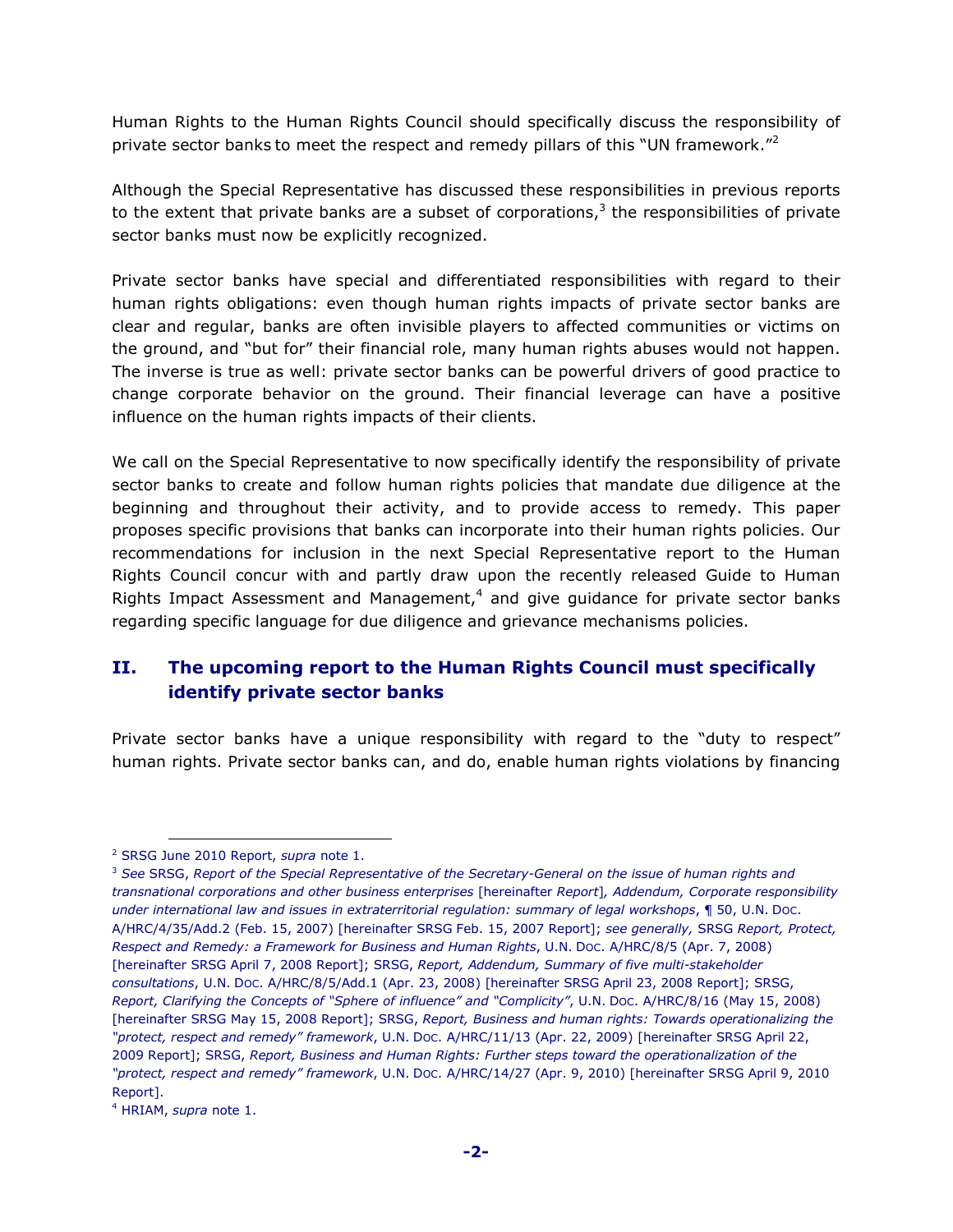Human Rights to the Human Rights Council should specifically discuss the responsibility of private sector banks to meet the respect and remedy pillars of this "UN framework."[2]

Although the Special Representative has discussed these responsibilities in previous reports to the extent that private banks are a subset of corporations,[3] the responsibilities of private sector banks must now be explicitly recognized.

Private sector banks have special and differentiated responsibilities with regard to their human rights obligations: even though human rights impacts of private sector banks are clear and regular, banks are often invisible players to affected communities or victims on the ground, and "but for" their financial role, many human rights abuses would not happen. The inverse is true as well: private sector banks can be powerful drivers of good practice to change corporate behavior on the ground. Their financial leverage can have a positive influence on the human rights impacts of their clients.

We call on the Special Representative to now specifically identify the responsibility of private sector banks to create and follow human rights policies that mandate due diligence at the beginning and throughout their activity, and to provide access to remedy. This paper proposes specific provisions that banks can incorporate into their human rights policies. Our recommendations for inclusion in the next Special Representative report to the Human Rights Council concur with and partly draw upon the recently released Guide to Human Rights Impact Assessment and Management,[4] and give guidance for private sector banks regarding specific language for due diligence and grievance mechanisms policies.

## II. The upcoming report to the Human Rights Council must specifically identify private sector banks

Private sector banks have a unique responsibility with regard to the "duty to respect" human rights. Private sector banks can, and do, enable human rights violations by financing

---

[2] SRSG June 2010 Report, *supra* note 1.

[3] *See* SRSG, *Report of the Special Representative of the Secretary-General on the issue of human rights and transnational corporations and other business enterprises* [hereinafter *Report*]*, Addendum, Corporate responsibility under international law and issues in extraterritorial regulation: summary of legal workshops*, ¶ 50, U.N. DOC. A/HRC/4/35/Add.2 (Feb. 15, 2007) [hereinafter SRSG Feb. 15, 2007 Report]; *see generally,* SRSG *Report, Protect, Respect and Remedy: a Framework for Business and Human Rights*, U.N. DOC. A/HRC/8/5 (Apr. 7, 2008) [hereinafter SRSG April 7, 2008 Report]; SRSG, *Report, Addendum, Summary of five multi-stakeholder consultations*, U.N. DOC. A/HRC/8/5/Add.1 (Apr. 23, 2008) [hereinafter SRSG April 23, 2008 Report]; SRSG, *Report, Clarifying the Concepts of "Sphere of influence" and "Complicity"*, U.N. DOC. A/HRC/8/16 (May 15, 2008) [hereinafter SRSG May 15, 2008 Report]; SRSG, *Report, Business and human rights: Towards operationalizing the "protect, respect and remedy" framework*, U.N. DOC. A/HRC/11/13 (Apr. 22, 2009) [hereinafter SRSG April 22, 2009 Report]; SRSG, *Report, Business and Human Rights: Further steps toward the operationalization of the "protect, respect and remedy" framework*, U.N. DOC. A/HRC/14/27 (Apr. 9, 2010) [hereinafter SRSG April 9, 2010 Report].

[4] HRIAM, *supra* note 1.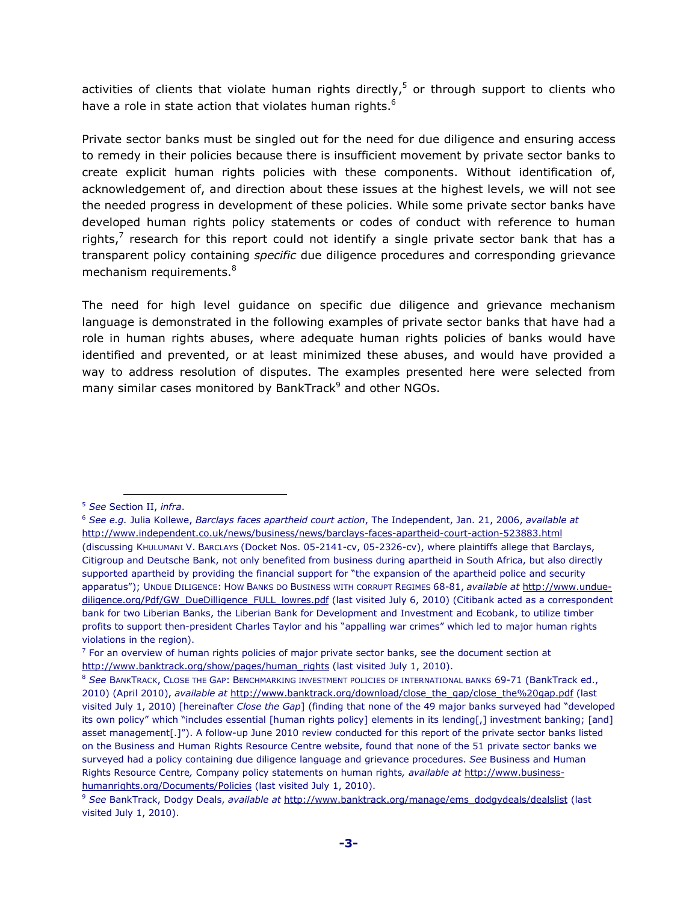activities of clients that violate human rights directly,[5] or through support to clients who have a role in state action that violates human rights.[6]

Private sector banks must be singled out for the need for due diligence and ensuring access to remedy in their policies because there is insufficient movement by private sector banks to create explicit human rights policies with these components. Without identification of, acknowledgement of, and direction about these issues at the highest levels, we will not see the needed progress in development of these policies. While some private sector banks have developed human rights policy statements or codes of conduct with reference to human rights,[7] research for this report could not identify a single private sector bank that has a transparent policy containing *specific* due diligence procedures and corresponding grievance mechanism requirements.[8]

The need for high level guidance on specific due diligence and grievance mechanism language is demonstrated in the following examples of private sector banks that have had a role in human rights abuses, where adequate human rights policies of banks would have identified and prevented, or at least minimized these abuses, and would have provided a way to address resolution of disputes. The examples presented here were selected from many similar cases monitored by BankTrack[9] and other NGOs.

---

[5] *See* Section II, *infra*.

[6] *See e.g.* Julia Kollewe, *Barclays faces apartheid court action*, The Independent, Jan. 21, 2006, *available at* http://www.independent.co.uk/news/business/news/barclays-faces-apartheid-court-action-523883.html (discussing KHULUMANI V. BARCLAYS (Docket Nos. 05-2141-cv, 05-2326-cv), where plaintiffs allege that Barclays, Citigroup and Deutsche Bank, not only benefited from business during apartheid in South Africa, but also directly supported apartheid by providing the financial support for "the expansion of the apartheid police and security apparatus"); UNDUE DILIGENCE: HOW BANKS DO BUSINESS WITH CORRUPT REGIMES 68-81, *available at* http://www.undue-diligence.org/Pdf/GW_DueDilligence_FULL_lowres.pdf (last visited July 6, 2010) (Citibank acted as a correspondent bank for two Liberian Banks, the Liberian Bank for Development and Investment and Ecobank, to utilize timber profits to support then-president Charles Taylor and his "appalling war crimes" which led to major human rights violations in the region).

[7] For an overview of human rights policies of major private sector banks, see the document section at http://www.banktrack.org/show/pages/human_rights (last visited July 1, 2010).

[8] *See* BANKTRACK, CLOSE THE GAP: BENCHMARKING INVESTMENT POLICIES OF INTERNATIONAL BANKS 69-71 (BankTrack ed., 2010) (April 2010), *available at* http://www.banktrack.org/download/close_the_gap/close_the%20gap.pdf (last visited July 1, 2010) [hereinafter *Close the Gap*] (finding that none of the 49 major banks surveyed had "developed its own policy" which "includes essential [human rights policy] elements in its lending[,] investment banking; [and] asset management[.]"). A follow-up June 2010 review conducted for this report of the private sector banks listed on the Business and Human Rights Resource Centre website, found that none of the 51 private sector banks we surveyed had a policy containing due diligence language and grievance procedures. *See* Business and Human Rights Resource Centre*,* Company policy statements on human rights*, available at* http://www.business-humanrights.org/Documents/Policies (last visited July 1, 2010).

[9] *See* BankTrack, Dodgy Deals, *available at* http://www.banktrack.org/manage/ems_dodgydeals/dealslist (last visited July 1, 2010).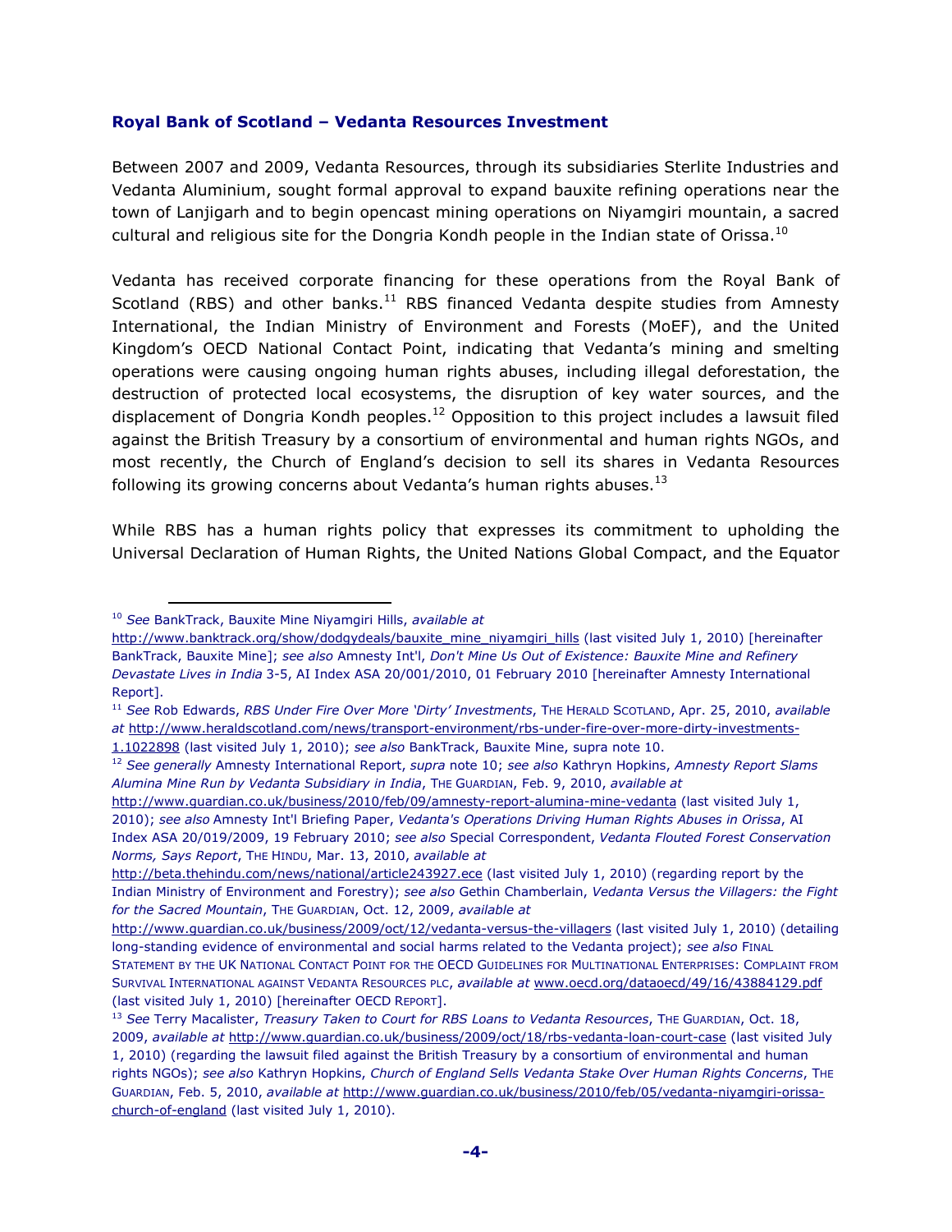### Royal Bank of Scotland – Vedanta Resources Investment

Between 2007 and 2009, Vedanta Resources, through its subsidiaries Sterlite Industries and Vedanta Aluminium, sought formal approval to expand bauxite refining operations near the town of Lanjigarh and to begin opencast mining operations on Niyamgiri mountain, a sacred cultural and religious site for the Dongria Kondh people in the Indian state of Orissa.[10]

Vedanta has received corporate financing for these operations from the Royal Bank of Scotland (RBS) and other banks.[11] RBS financed Vedanta despite studies from Amnesty International, the Indian Ministry of Environment and Forests (MoEF), and the United Kingdom's OECD National Contact Point, indicating that Vedanta's mining and smelting operations were causing ongoing human rights abuses, including illegal deforestation, the destruction of protected local ecosystems, the disruption of key water sources, and the displacement of Dongria Kondh peoples.[12] Opposition to this project includes a lawsuit filed against the British Treasury by a consortium of environmental and human rights NGOs, and most recently, the Church of England's decision to sell its shares in Vedanta Resources following its growing concerns about Vedanta's human rights abuses.[13]

While RBS has a human rights policy that expresses its commitment to upholding the Universal Declaration of Human Rights, the United Nations Global Compact, and the Equator

---

[10] *See* BankTrack, Bauxite Mine Niyamgiri Hills, *available at* http://www.banktrack.org/show/dodgydeals/bauxite_mine_niyamgiri_hills (last visited July 1, 2010) [hereinafter BankTrack, Bauxite Mine]; *see also* Amnesty Int'l, *Don't Mine Us Out of Existence: Bauxite Mine and Refinery Devastate Lives in India* 3-5, AI Index ASA 20/001/2010, 01 February 2010 [hereinafter Amnesty International Report].

[11] *See* Rob Edwards, *RBS Under Fire Over More 'Dirty' Investments*, THE HERALD SCOTLAND, Apr. 25, 2010, *available at* http://www.heraldscotland.com/news/transport-environment/rbs-under-fire-over-more-dirty-investments-1.1022898 (last visited July 1, 2010); *see also* BankTrack, Bauxite Mine, supra note 10.

[12] *See generally* Amnesty International Report, *supra* note 10; *see also* Kathryn Hopkins, *Amnesty Report Slams Alumina Mine Run by Vedanta Subsidiary in India*, THE GUARDIAN, Feb. 9, 2010, *available at* http://www.guardian.co.uk/business/2010/feb/09/amnesty-report-alumina-mine-vedanta (last visited July 1, 2010); *see also* Amnesty Int'l Briefing Paper, *Vedanta's Operations Driving Human Rights Abuses in Orissa*, AI Index ASA 20/019/2009, 19 February 2010; *see also* Special Correspondent, *Vedanta Flouted Forest Conservation Norms, Says Report*, THE HINDU, Mar. 13, 2010, *available at* http://beta.thehindu.com/news/national/article243927.ece (last visited July 1, 2010) (regarding report by the Indian Ministry of Environment and Forestry); *see also* Gethin Chamberlain, *Vedanta Versus the Villagers: the Fight for the Sacred Mountain*, THE GUARDIAN, Oct. 12, 2009, *available at* http://www.guardian.co.uk/business/2009/oct/12/vedanta-versus-the-villagers (last visited July 1, 2010) (detailing long-standing evidence of environmental and social harms related to the Vedanta project); *see also* FINAL STATEMENT BY THE UK NATIONAL CONTACT POINT FOR THE OECD GUIDELINES FOR MULTINATIONAL ENTERPRISES: COMPLAINT FROM SURVIVAL INTERNATIONAL AGAINST VEDANTA RESOURCES PLC, *available at* www.oecd.org/dataoecd/49/16/43884129.pdf (last visited July 1, 2010) [hereinafter OECD REPORT].

[13] *See* Terry Macalister, *Treasury Taken to Court for RBS Loans to Vedanta Resources*, THE GUARDIAN, Oct. 18, 2009, *available at* http://www.guardian.co.uk/business/2009/oct/18/rbs-vedanta-loan-court-case (last visited July 1, 2010) (regarding the lawsuit filed against the British Treasury by a consortium of environmental and human rights NGOs); *see also* Kathryn Hopkins, *Church of England Sells Vedanta Stake Over Human Rights Concerns*, THE GUARDIAN, Feb. 5, 2010, *available at* http://www.guardian.co.uk/business/2010/feb/05/vedanta-niyamgiri-orissa-church-of-england (last visited July 1, 2010).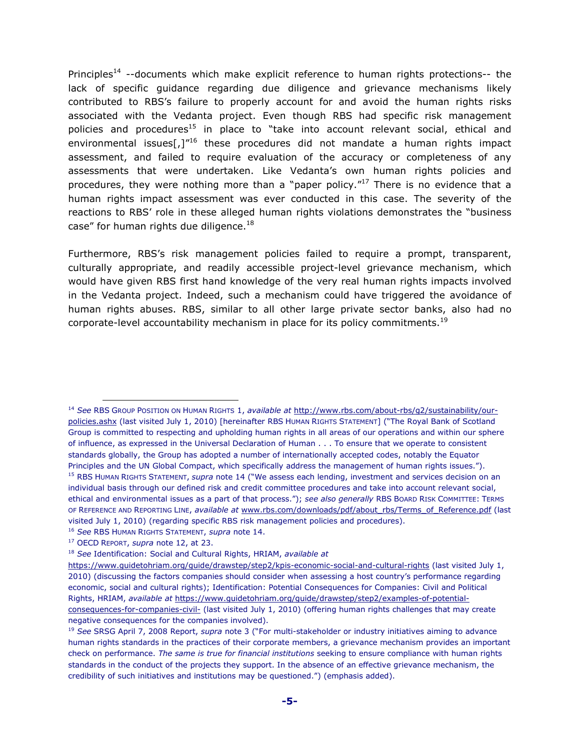Principles[14] --documents which make explicit reference to human rights protections-- the lack of specific guidance regarding due diligence and grievance mechanisms likely contributed to RBS's failure to properly account for and avoid the human rights risks associated with the Vedanta project. Even though RBS had specific risk management policies and procedures[15] in place to "take into account relevant social, ethical and environmental issues[,]"[16] these procedures did not mandate a human rights impact assessment, and failed to require evaluation of the accuracy or completeness of any assessments that were undertaken. Like Vedanta's own human rights policies and procedures, they were nothing more than a "paper policy."[17] There is no evidence that a human rights impact assessment was ever conducted in this case. The severity of the reactions to RBS' role in these alleged human rights violations demonstrates the "business case" for human rights due diligence.[18]

Furthermore, RBS's risk management policies failed to require a prompt, transparent, culturally appropriate, and readily accessible project-level grievance mechanism, which would have given RBS first hand knowledge of the very real human rights impacts involved in the Vedanta project. Indeed, such a mechanism could have triggered the avoidance of human rights abuses. RBS, similar to all other large private sector banks, also had no corporate-level accountability mechanism in place for its policy commitments.[19]

---

[14] *See* RBS GROUP POSITION ON HUMAN RIGHTS 1, *available at* http://www.rbs.com/about-rbs/g2/sustainability/our-policies.ashx (last visited July 1, 2010) [hereinafter RBS HUMAN RIGHTS STATEMENT] ("The Royal Bank of Scotland Group is committed to respecting and upholding human rights in all areas of our operations and within our sphere of influence, as expressed in the Universal Declaration of Human . . . To ensure that we operate to consistent standards globally, the Group has adopted a number of internationally accepted codes, notably the Equator Principles and the UN Global Compact, which specifically address the management of human rights issues.").

[15] RBS HUMAN RIGHTS STATEMENT, *supra* note 14 ("We assess each lending, investment and services decision on an individual basis through our defined risk and credit committee procedures and take into account relevant social, ethical and environmental issues as a part of that process."); *see also generally* RBS BOARD RISK COMMITTEE: TERMS OF REFERENCE AND REPORTING LINE, *available at* www.rbs.com/downloads/pdf/about_rbs/Terms_of_Reference.pdf (last visited July 1, 2010) (regarding specific RBS risk management policies and procedures).

[16] *See* RBS HUMAN RIGHTS STATEMENT, *supra* note 14.

[17] OECD REPORT, *supra* note 12, at 23.

[18] *See* Identification: Social and Cultural Rights, HRIAM, *available at* https://www.guidetohriam.org/guide/drawstep/step2/kpis-economic-social-and-cultural-rights (last visited July 1, 2010) (discussing the factors companies should consider when assessing a host country's performance regarding economic, social and cultural rights); Identification: Potential Consequences for Companies: Civil and Political Rights, HRIAM, *available at* https://www.guidetohriam.org/guide/drawstep/step2/examples-of-potential-consequences-for-companies-civil- (last visited July 1, 2010) (offering human rights challenges that may create negative consequences for the companies involved).

[19] *See* SRSG April 7, 2008 Report, *supra* note 3 ("For multi-stakeholder or industry initiatives aiming to advance human rights standards in the practices of their corporate members, a grievance mechanism provides an important check on performance. *The same is true for financial institutions* seeking to ensure compliance with human rights standards in the conduct of the projects they support. In the absence of an effective grievance mechanism, the credibility of such initiatives and institutions may be questioned.") (emphasis added).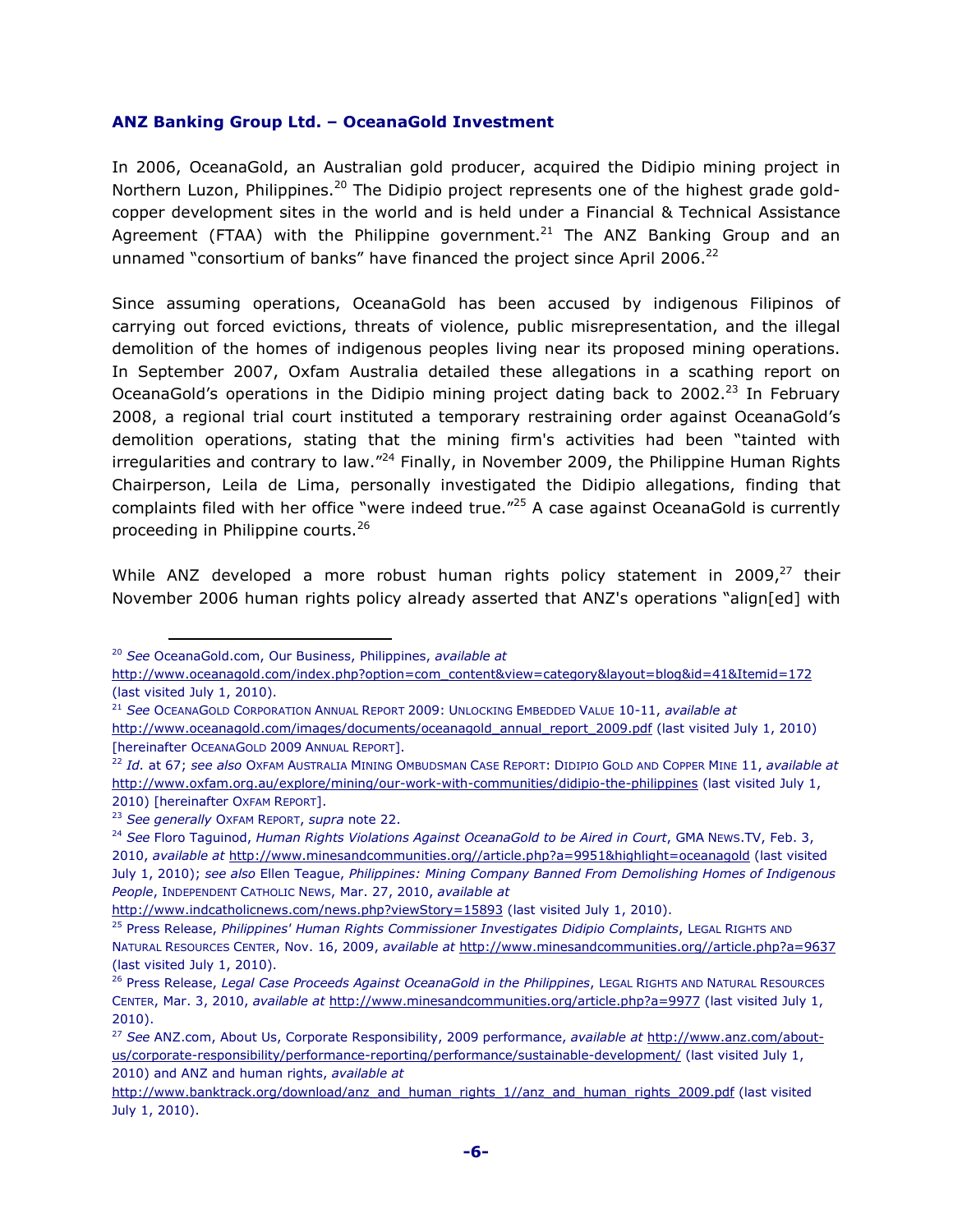### **ANZ Banking Group Ltd. – OceanaGold Investment**

In 2006, OceanaGold, an Australian gold producer, acquired the Didipio mining project in Northern Luzon, Philippines.[20] The Didipio project represents one of the highest grade gold-copper development sites in the world and is held under a Financial & Technical Assistance Agreement (FTAA) with the Philippine government.[21] The ANZ Banking Group and an unnamed "consortium of banks" have financed the project since April 2006.[22]

Since assuming operations, OceanaGold has been accused by indigenous Filipinos of carrying out forced evictions, threats of violence, public misrepresentation, and the illegal demolition of the homes of indigenous peoples living near its proposed mining operations. In September 2007, Oxfam Australia detailed these allegations in a scathing report on OceanaGold's operations in the Didipio mining project dating back to 2002.[23] In February 2008, a regional trial court instituted a temporary restraining order against OceanaGold's demolition operations, stating that the mining firm's activities had been "tainted with irregularities and contrary to law."[24] Finally, in November 2009, the Philippine Human Rights Chairperson, Leila de Lima, personally investigated the Didipio allegations, finding that complaints filed with her office "were indeed true."[25] A case against OceanaGold is currently proceeding in Philippine courts.[26]

While ANZ developed a more robust human rights policy statement in 2009,[27] their November 2006 human rights policy already asserted that ANZ's operations "align[ed] with

---

[20] *See* OceanaGold.com, Our Business, Philippines, *available at* http://www.oceanagold.com/index.php?option=com_content&view=category&layout=blog&id=41&Itemid=172 (last visited July 1, 2010).

[21] *See* OCEANAGOLD CORPORATION ANNUAL REPORT 2009: UNLOCKING EMBEDDED VALUE 10-11, *available at* http://www.oceanagold.com/images/documents/oceanagold_annual_report_2009.pdf (last visited July 1, 2010) [hereinafter OCEANAGOLD 2009 ANNUAL REPORT].

[22] *Id.* at 67; *see also* OXFAM AUSTRALIA MINING OMBUDSMAN CASE REPORT: DIDIPIO GOLD AND COPPER MINE 11, *available at* http://www.oxfam.org.au/explore/mining/our-work-with-communities/didipio-the-philippines (last visited July 1, 2010) [hereinafter OXFAM REPORT].

[23] *See generally* OXFAM REPORT, *supra* note 22.

[24] *See* Floro Taguinod, *Human Rights Violations Against OceanaGold to be Aired in Court*, GMA NEWS.TV, Feb. 3, 2010, *available at* http://www.minesandcommunities.org//article.php?a=9951&highlight=oceanagold (last visited July 1, 2010); *see also* Ellen Teague, *Philippines: Mining Company Banned From Demolishing Homes of Indigenous People*, INDEPENDENT CATHOLIC NEWS, Mar. 27, 2010, *available at* http://www.indcatholicnews.com/news.php?viewStory=15893 (last visited July 1, 2010).

[25] Press Release, *Philippines' Human Rights Commissioner Investigates Didipio Complaints*, LEGAL RIGHTS AND NATURAL RESOURCES CENTER, Nov. 16, 2009, *available at* http://www.minesandcommunities.org//article.php?a=9637 (last visited July 1, 2010).

[26] Press Release, *Legal Case Proceeds Against OceanaGold in the Philippines*, LEGAL RIGHTS AND NATURAL RESOURCES CENTER, Mar. 3, 2010, *available at* http://www.minesandcommunities.org/article.php?a=9977 (last visited July 1, 2010).

[27] *See* ANZ.com, About Us, Corporate Responsibility, 2009 performance, *available at* http://www.anz.com/about-us/corporate-responsibility/performance-reporting/performance/sustainable-development/ (last visited July 1, 2010) and ANZ and human rights, *available at* http://www.banktrack.org/download/anz_and_human_rights_1//anz_and_human_rights_2009.pdf (last visited July 1, 2010).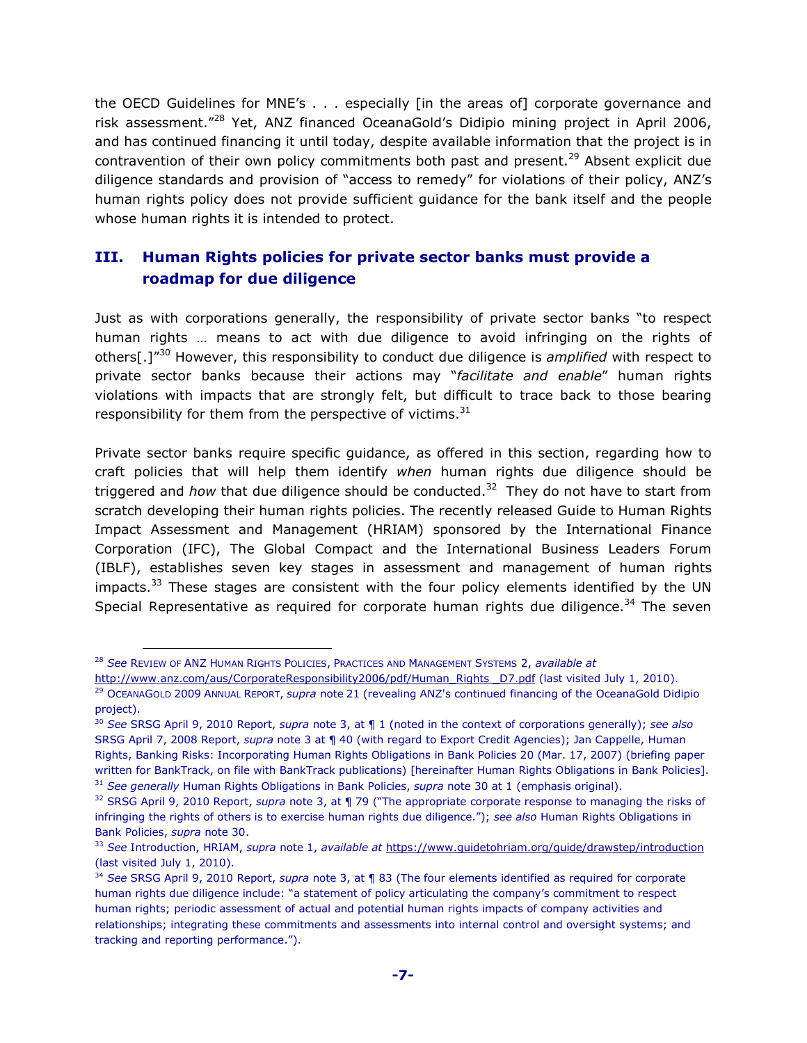the OECD Guidelines for MNE's . . . especially [in the areas of] corporate governance and risk assessment."[28] Yet, ANZ financed OceanaGold's Didipio mining project in April 2006, and has continued financing it until today, despite available information that the project is in contravention of their own policy commitments both past and present.[29] Absent explicit due diligence standards and provision of "access to remedy" for violations of their policy, ANZ's human rights policy does not provide sufficient guidance for the bank itself and the people whose human rights it is intended to protect.

## III. Human Rights policies for private sector banks must provide a roadmap for due diligence

Just as with corporations generally, the responsibility of private sector banks "to respect human rights … means to act with due diligence to avoid infringing on the rights of others[.]"[30] However, this responsibility to conduct due diligence is *amplified* with respect to private sector banks because their actions may "*facilitate and enable*" human rights violations with impacts that are strongly felt, but difficult to trace back to those bearing responsibility for them from the perspective of victims.[31]

Private sector banks require specific guidance, as offered in this section, regarding how to craft policies that will help them identify *when* human rights due diligence should be triggered and *how* that due diligence should be conducted.[32] They do not have to start from scratch developing their human rights policies. The recently released Guide to Human Rights Impact Assessment and Management (HRIAM) sponsored by the International Finance Corporation (IFC), The Global Compact and the International Business Leaders Forum (IBLF), establishes seven key stages in assessment and management of human rights impacts.[33] These stages are consistent with the four policy elements identified by the UN Special Representative as required for corporate human rights due diligence.[34] The seven

---

[28] *See* REVIEW OF ANZ HUMAN RIGHTS POLICIES, PRACTICES AND MANAGEMENT SYSTEMS 2, *available at* http://www.anz.com/aus/CorporateResponsibility2006/pdf/Human_Rights _D7.pdf (last visited July 1, 2010).

[29] OCEANAGOLD 2009 ANNUAL REPORT, *supra* note 21 (revealing ANZ's continued financing of the OceanaGold Didipio project).

[30] *See* SRSG April 9, 2010 Report, *supra* note 3, at ¶ 1 (noted in the context of corporations generally); *see also* SRSG April 7, 2008 Report, *supra* note 3 at ¶ 40 (with regard to Export Credit Agencies); Jan Cappelle, Human Rights, Banking Risks: Incorporating Human Rights Obligations in Bank Policies 20 (Mar. 17, 2007) (briefing paper written for BankTrack, on file with BankTrack publications) [hereinafter Human Rights Obligations in Bank Policies].

[31] *See generally* Human Rights Obligations in Bank Policies, *supra* note 30 at 1 (emphasis original).

[32] SRSG April 9, 2010 Report, *supra* note 3, at ¶ 79 ("The appropriate corporate response to managing the risks of infringing the rights of others is to exercise human rights due diligence."); *see also* Human Rights Obligations in Bank Policies, *supra* note 30.

[33] *See* Introduction, HRIAM, *supra* note 1, *available at* https://www.guidetohriam.org/guide/drawstep/introduction (last visited July 1, 2010).

[34] *See* SRSG April 9, 2010 Report, *supra* note 3, at ¶ 83 (The four elements identified as required for corporate human rights due diligence include: "a statement of policy articulating the company's commitment to respect human rights; periodic assessment of actual and potential human rights impacts of company activities and relationships; integrating these commitments and assessments into internal control and oversight systems; and tracking and reporting performance.").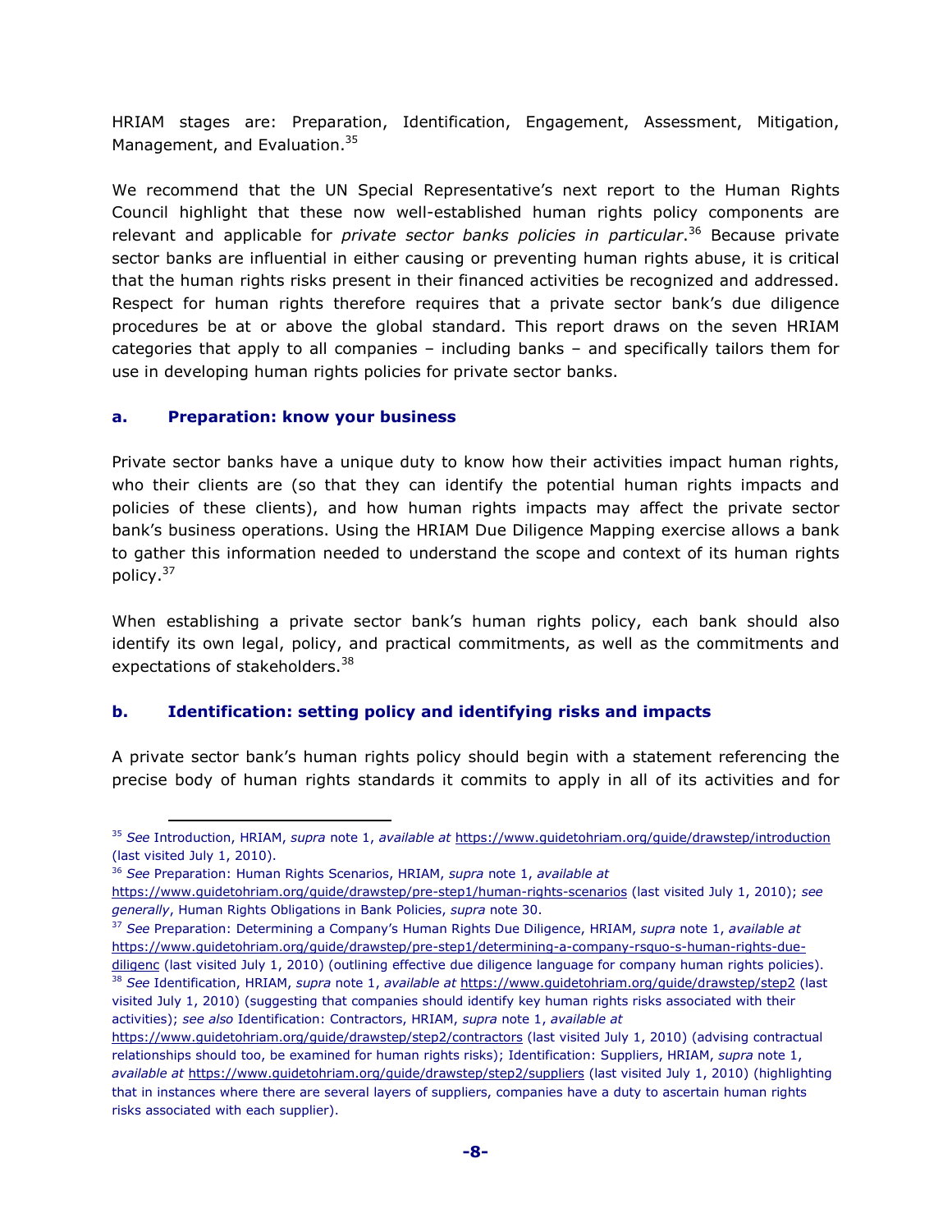HRIAM stages are: Preparation, Identification, Engagement, Assessment, Mitigation, Management, and Evaluation.[35]

We recommend that the UN Special Representative's next report to the Human Rights Council highlight that these now well-established human rights policy components are relevant and applicable for *private sector banks policies in particular*.[36] Because private sector banks are influential in either causing or preventing human rights abuse, it is critical that the human rights risks present in their financed activities be recognized and addressed. Respect for human rights therefore requires that a private sector bank's due diligence procedures be at or above the global standard. This report draws on the seven HRIAM categories that apply to all companies – including banks – and specifically tailors them for use in developing human rights policies for private sector banks.

### a. Preparation: know your business

Private sector banks have a unique duty to know how their activities impact human rights, who their clients are (so that they can identify the potential human rights impacts and policies of these clients), and how human rights impacts may affect the private sector bank's business operations. Using the HRIAM Due Diligence Mapping exercise allows a bank to gather this information needed to understand the scope and context of its human rights policy.[37]

When establishing a private sector bank's human rights policy, each bank should also identify its own legal, policy, and practical commitments, as well as the commitments and expectations of stakeholders.[38]

### b. Identification: setting policy and identifying risks and impacts

A private sector bank's human rights policy should begin with a statement referencing the precise body of human rights standards it commits to apply in all of its activities and for

---

[35] *See* Introduction, HRIAM, *supra* note 1, *available at* https://www.guidetohriam.org/guide/drawstep/introduction (last visited July 1, 2010).

[36] *See* Preparation: Human Rights Scenarios, HRIAM, *supra* note 1, *available at* https://www.guidetohriam.org/guide/drawstep/pre-step1/human-rights-scenarios (last visited July 1, 2010); *see generally*, Human Rights Obligations in Bank Policies, *supra* note 30.

[37] *See* Preparation: Determining a Company's Human Rights Due Diligence, HRIAM, *supra* note 1, *available at* https://www.guidetohriam.org/guide/drawstep/pre-step1/determining-a-company-rsquo-s-human-rights-due-diligenc (last visited July 1, 2010) (outlining effective due diligence language for company human rights policies).

[38] *See* Identification, HRIAM, *supra* note 1, *available at* https://www.guidetohriam.org/guide/drawstep/step2 (last visited July 1, 2010) (suggesting that companies should identify key human rights risks associated with their activities); *see also* Identification: Contractors, HRIAM, *supra* note 1, *available at* https://www.guidetohriam.org/guide/drawstep/step2/contractors (last visited July 1, 2010) (advising contractual relationships should too, be examined for human rights risks); Identification: Suppliers, HRIAM, *supra* note 1, *available at* https://www.guidetohriam.org/guide/drawstep/step2/suppliers (last visited July 1, 2010) (highlighting that in instances where there are several layers of suppliers, companies have a duty to ascertain human rights risks associated with each supplier).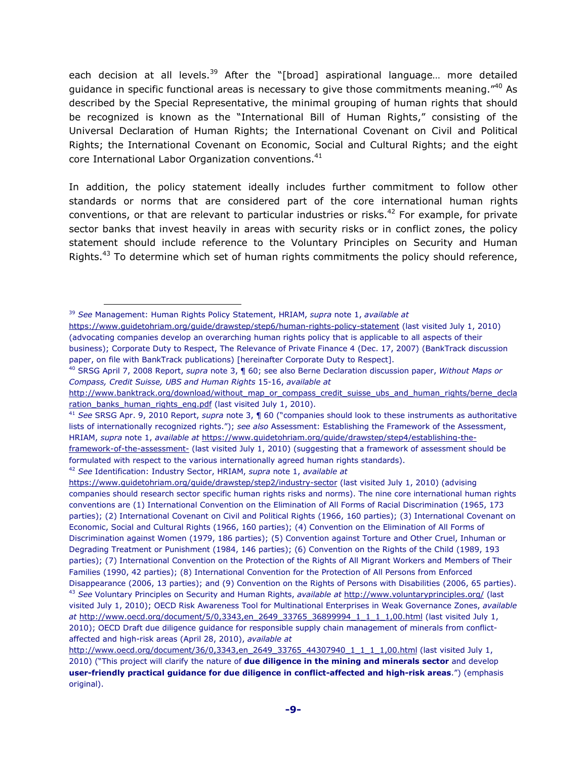each decision at all levels.[39] After the "[broad] aspirational language… more detailed guidance in specific functional areas is necessary to give those commitments meaning."[40] As described by the Special Representative, the minimal grouping of human rights that should be recognized is known as the "International Bill of Human Rights," consisting of the Universal Declaration of Human Rights; the International Covenant on Civil and Political Rights; the International Covenant on Economic, Social and Cultural Rights; and the eight core International Labor Organization conventions.[41]

In addition, the policy statement ideally includes further commitment to follow other standards or norms that are considered part of the core international human rights conventions, or that are relevant to particular industries or risks.[42] For example, for private sector banks that invest heavily in areas with security risks or in conflict zones, the policy statement should include reference to the Voluntary Principles on Security and Human Rights.[43] To determine which set of human rights commitments the policy should reference,

---

[39] *See* Management: Human Rights Policy Statement, HRIAM, *supra* note 1, *available at* https://www.guidetohriam.org/guide/drawstep/step6/human-rights-policy-statement (last visited July 1, 2010) (advocating companies develop an overarching human rights policy that is applicable to all aspects of their business); Corporate Duty to Respect, The Relevance of Private Finance 4 (Dec. 17, 2007) (BankTrack discussion paper, on file with BankTrack publications) [hereinafter Corporate Duty to Respect].

[40] SRSG April 7, 2008 Report, *supra* note 3, ¶ 60; see also Berne Declaration discussion paper, *Without Maps or Compass, Credit Suisse, UBS and Human Rights* 15-16, *available at* http://www.banktrack.org/download/without_map_or_compass_credit_suisse_ubs_and_human_rights/berne_declaration_banks_human_rights_eng.pdf (last visited July 1, 2010).

[41] *See* SRSG Apr. 9, 2010 Report, *supra* note 3, ¶ 60 ("companies should look to these instruments as authoritative lists of internationally recognized rights."); *see also* Assessment: Establishing the Framework of the Assessment, HRIAM, *supra* note 1, *available at* https://www.guidetohriam.org/guide/drawstep/step4/establishing-the-framework-of-the-assessment- (last visited July 1, 2010) (suggesting that a framework of assessment should be formulated with respect to the various internationally agreed human rights standards).

[42] *See* Identification: Industry Sector, HRIAM, *supra* note 1, *available at* https://www.guidetohriam.org/guide/drawstep/step2/industry-sector (last visited July 1, 2010) (advising companies should research sector specific human rights risks and norms). The nine core international human rights conventions are (1) International Convention on the Elimination of All Forms of Racial Discrimination (1965, 173 parties); (2) International Covenant on Civil and Political Rights (1966, 160 parties); (3) International Covenant on Economic, Social and Cultural Rights (1966, 160 parties); (4) Convention on the Elimination of All Forms of Discrimination against Women (1979, 186 parties); (5) Convention against Torture and Other Cruel, Inhuman or Degrading Treatment or Punishment (1984, 146 parties); (6) Convention on the Rights of the Child (1989, 193 parties); (7) International Convention on the Protection of the Rights of All Migrant Workers and Members of Their Families (1990, 42 parties); (8) International Convention for the Protection of All Persons from Enforced Disappearance (2006, 13 parties); and (9) Convention on the Rights of Persons with Disabilities (2006, 65 parties).

[43] *See* Voluntary Principles on Security and Human Rights, *available at* http://www.voluntaryprinciples.org/ (last visited July 1, 2010); OECD Risk Awareness Tool for Multinational Enterprises in Weak Governance Zones, *available at* http://www.oecd.org/document/5/0,3343,en_2649_33765_36899994_1_1_1_1,00.html (last visited July 1, 2010); OECD Draft due diligence guidance for responsible supply chain management of minerals from conflict-affected and high-risk areas (April 28, 2010), *available at* http://www.oecd.org/document/36/0,3343,en_2649_33765_44307940_1_1_1_1,00.html (last visited July 1, 2010) ("This project will clarify the nature of **due diligence in the mining and minerals sector** and develop **user-friendly practical guidance for due diligence in conflict-affected and high-risk areas**.") (emphasis original).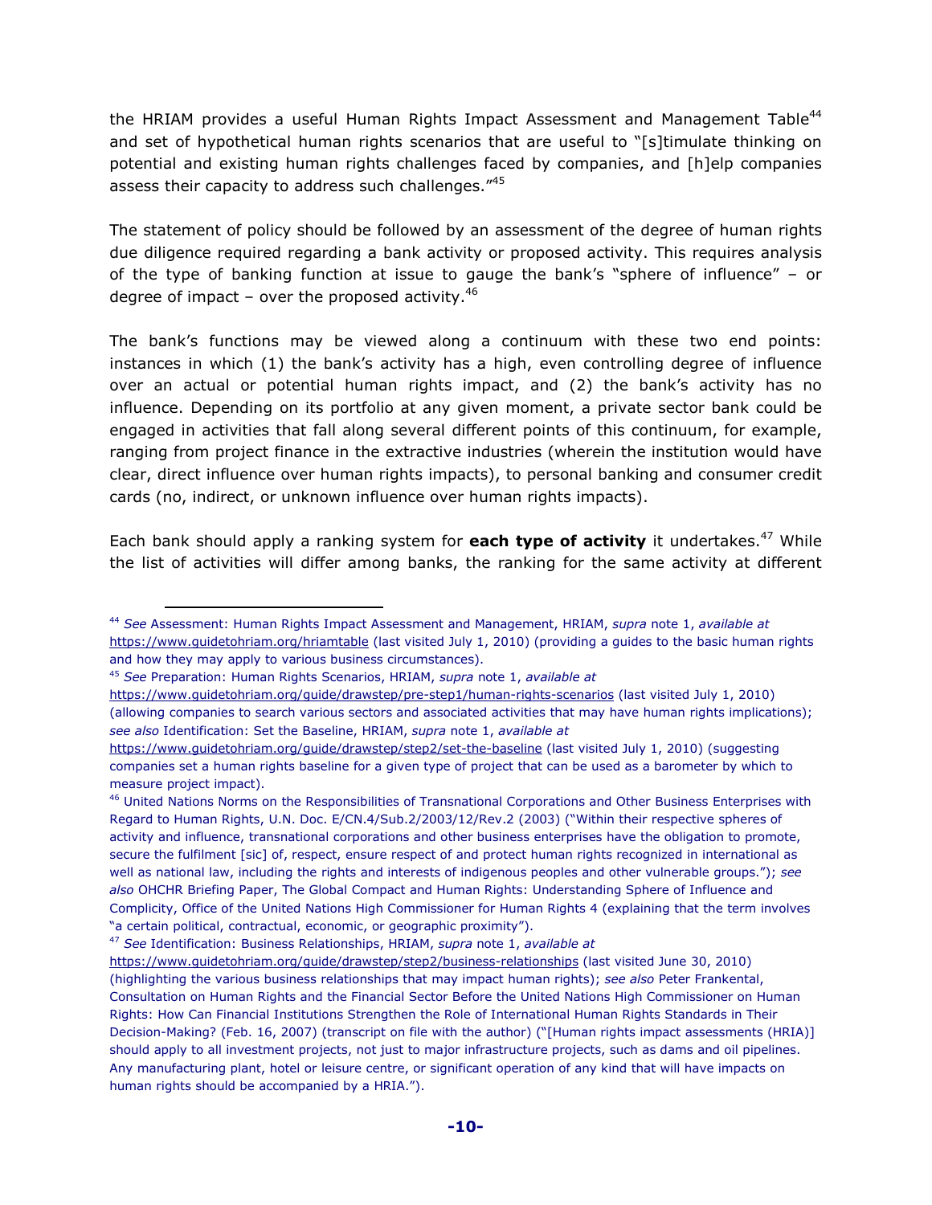the HRIAM provides a useful Human Rights Impact Assessment and Management Table[44] and set of hypothetical human rights scenarios that are useful to "[s]timulate thinking on potential and existing human rights challenges faced by companies, and [h]elp companies assess their capacity to address such challenges."[45]

The statement of policy should be followed by an assessment of the degree of human rights due diligence required regarding a bank activity or proposed activity. This requires analysis of the type of banking function at issue to gauge the bank's "sphere of influence" – or degree of impact – over the proposed activity.[46]

The bank's functions may be viewed along a continuum with these two end points: instances in which (1) the bank's activity has a high, even controlling degree of influence over an actual or potential human rights impact, and (2) the bank's activity has no influence. Depending on its portfolio at any given moment, a private sector bank could be engaged in activities that fall along several different points of this continuum, for example, ranging from project finance in the extractive industries (wherein the institution would have clear, direct influence over human rights impacts), to personal banking and consumer credit cards (no, indirect, or unknown influence over human rights impacts).

Each bank should apply a ranking system for **each type of activity** it undertakes.[47] While the list of activities will differ among banks, the ranking for the same activity at different

---

[44] *See* Assessment: Human Rights Impact Assessment and Management, HRIAM, *supra* note 1, *available at* https://www.guidetohriam.org/hriamtable (last visited July 1, 2010) (providing a guides to the basic human rights and how they may apply to various business circumstances).

[45] *See* Preparation: Human Rights Scenarios, HRIAM, *supra* note 1, *available at* https://www.guidetohriam.org/guide/drawstep/pre-step1/human-rights-scenarios (last visited July 1, 2010) (allowing companies to search various sectors and associated activities that may have human rights implications); *see also* Identification: Set the Baseline, HRIAM, *supra* note 1, *available at* https://www.guidetohriam.org/guide/drawstep/step2/set-the-baseline (last visited July 1, 2010) (suggesting companies set a human rights baseline for a given type of project that can be used as a barometer by which to measure project impact).

[46] United Nations Norms on the Responsibilities of Transnational Corporations and Other Business Enterprises with Regard to Human Rights, U.N. Doc. E/CN.4/Sub.2/2003/12/Rev.2 (2003) ("Within their respective spheres of activity and influence, transnational corporations and other business enterprises have the obligation to promote, secure the fulfilment [sic] of, respect, ensure respect of and protect human rights recognized in international as well as national law, including the rights and interests of indigenous peoples and other vulnerable groups."); *see also* OHCHR Briefing Paper, The Global Compact and Human Rights: Understanding Sphere of Influence and Complicity, Office of the United Nations High Commissioner for Human Rights 4 (explaining that the term involves "a certain political, contractual, economic, or geographic proximity").

[47] *See* Identification: Business Relationships, HRIAM, *supra* note 1, *available at* https://www.guidetohriam.org/guide/drawstep/step2/business-relationships (last visited June 30, 2010) (highlighting the various business relationships that may impact human rights); *see also* Peter Frankental, Consultation on Human Rights and the Financial Sector Before the United Nations High Commissioner on Human Rights: How Can Financial Institutions Strengthen the Role of International Human Rights Standards in Their Decision-Making? (Feb. 16, 2007) (transcript on file with the author) ("[Human rights impact assessments (HRIA)] should apply to all investment projects, not just to major infrastructure projects, such as dams and oil pipelines. Any manufacturing plant, hotel or leisure centre, or significant operation of any kind that will have impacts on human rights should be accompanied by a HRIA.").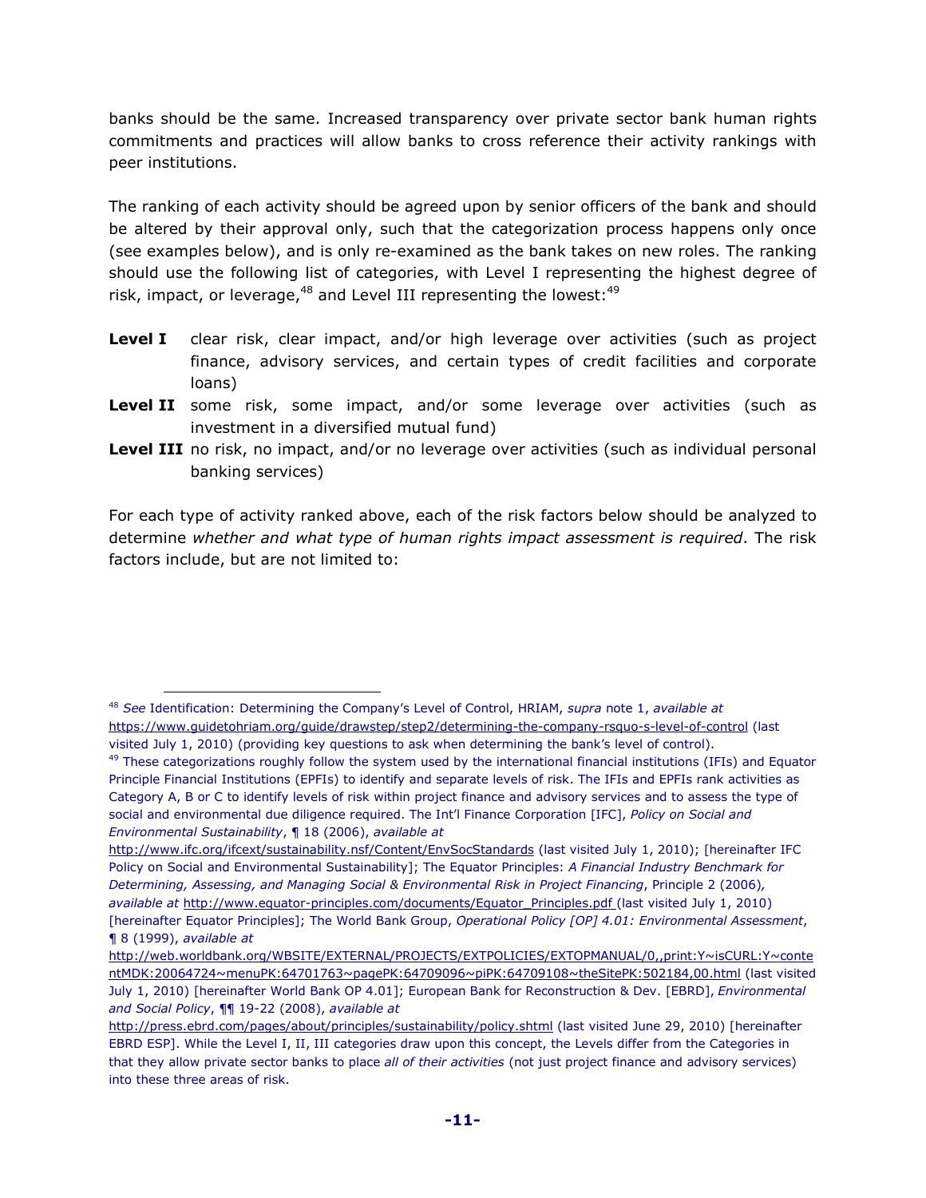banks should be the same. Increased transparency over private sector bank human rights commitments and practices will allow banks to cross reference their activity rankings with peer institutions.

The ranking of each activity should be agreed upon by senior officers of the bank and should be altered by their approval only, such that the categorization process happens only once (see examples below), and is only re-examined as the bank takes on new roles. The ranking should use the following list of categories, with Level I representing the highest degree of risk, impact, or leverage,[48] and Level III representing the lowest:[49]

- **Level I** clear risk, clear impact, and/or high leverage over activities (such as project finance, advisory services, and certain types of credit facilities and corporate loans)
- **Level II** some risk, some impact, and/or some leverage over activities (such as investment in a diversified mutual fund)
- **Level III** no risk, no impact, and/or no leverage over activities (such as individual personal banking services)

For each type of activity ranked above, each of the risk factors below should be analyzed to determine *whether and what type of human rights impact assessment is required*. The risk factors include, but are not limited to:

---

[48] *See* Identification: Determining the Company's Level of Control, HRIAM, *supra* note 1, *available at* https://www.guidetohriam.org/guide/drawstep/step2/determining-the-company-rsquo-s-level-of-control (last visited July 1, 2010) (providing key questions to ask when determining the bank's level of control).

[49] These categorizations roughly follow the system used by the international financial institutions (IFIs) and Equator Principle Financial Institutions (EPFIs) to identify and separate levels of risk. The IFIs and EPFIs rank activities as Category A, B or C to identify levels of risk within project finance and advisory services and to assess the type of social and environmental due diligence required. The Int'l Finance Corporation [IFC], *Policy on Social and Environmental Sustainability*, ¶ 18 (2006), *available at* http://www.ifc.org/ifcext/sustainability.nsf/Content/EnvSocStandards (last visited July 1, 2010); [hereinafter IFC Policy on Social and Environmental Sustainability]; The Equator Principles: *A Financial Industry Benchmark for Determining, Assessing, and Managing Social & Environmental Risk in Project Financing*, Principle 2 (2006), *available at* http://www.equator-principles.com/documents/Equator_Principles.pdf (last visited July 1, 2010) [hereinafter Equator Principles]; The World Bank Group, *Operational Policy [OP] 4.01: Environmental Assessment*, ¶ 8 (1999), *available at* http://web.worldbank.org/WBSITE/EXTERNAL/PROJECTS/EXTPOLICIES/EXTOPMANUAL/0,,print:Y~isCURL:Y~contentMDK:20064724~menuPK:64701763~pagePK:64709096~piPK:64709108~theSitePK:502184,00.html (last visited July 1, 2010) [hereinafter World Bank OP 4.01]; European Bank for Reconstruction & Dev. [EBRD], *Environmental and Social Policy*, ¶¶ 19-22 (2008), *available at* http://press.ebrd.com/pages/about/principles/sustainability/policy.shtml (last visited June 29, 2010) [hereinafter EBRD ESP]. While the Level I, II, III categories draw upon this concept, the Levels differ from the Categories in that they allow private sector banks to place *all of their activities* (not just project finance and advisory services) into these three areas of risk.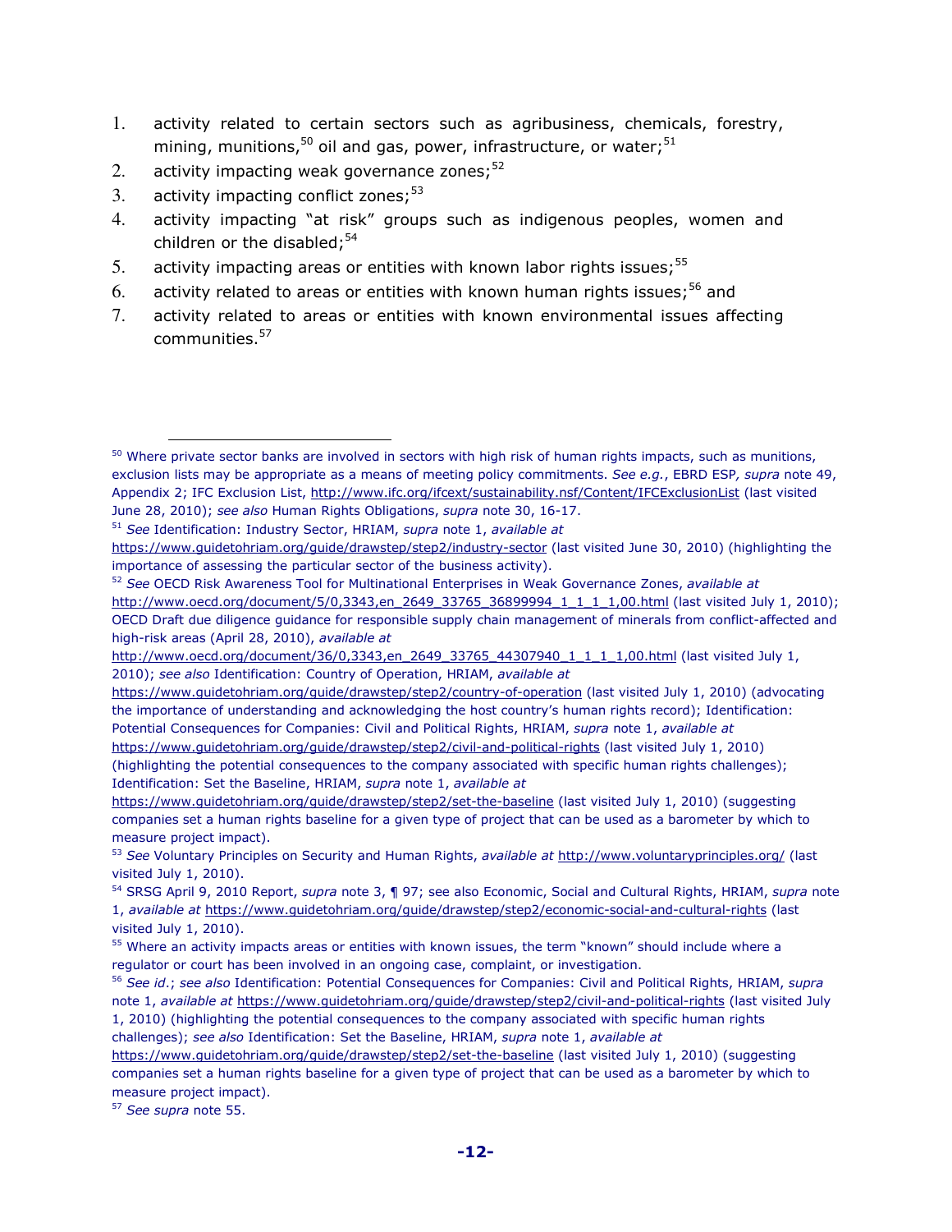1. activity related to certain sectors such as agribusiness, chemicals, forestry, mining, munitions,[50] oil and gas, power, infrastructure, or water;[51]
2. activity impacting weak governance zones;[52]
3. activity impacting conflict zones;[53]
4. activity impacting "at risk" groups such as indigenous peoples, women and children or the disabled;[54]
5. activity impacting areas or entities with known labor rights issues;[55]
6. activity related to areas or entities with known human rights issues;[56] and
7. activity related to areas or entities with known environmental issues affecting communities.[57]

---

[50] Where private sector banks are involved in sectors with high risk of human rights impacts, such as munitions, exclusion lists may be appropriate as a means of meeting policy commitments. *See e.g.*, EBRD ESP*, supra* note 49, Appendix 2; IFC Exclusion List, http://www.ifc.org/ifcext/sustainability.nsf/Content/IFCExclusionList (last visited June 28, 2010); *see also* Human Rights Obligations, *supra* note 30, 16-17.

[51] *See* Identification: Industry Sector, HRIAM, *supra* note 1, *available at* https://www.guidetohriam.org/guide/drawstep/step2/industry-sector (last visited June 30, 2010) (highlighting the importance of assessing the particular sector of the business activity).

[52] *See* OECD Risk Awareness Tool for Multinational Enterprises in Weak Governance Zones, *available at* http://www.oecd.org/document/5/0,3343,en_2649_33765_36899994_1_1_1_1,00.html (last visited July 1, 2010); OECD Draft due diligence guidance for responsible supply chain management of minerals from conflict-affected and high-risk areas (April 28, 2010), *available at* http://www.oecd.org/document/36/0,3343,en_2649_33765_44307940_1_1_1_1,00.html (last visited July 1, 2010); *see also* Identification: Country of Operation, HRIAM, *available at* https://www.guidetohriam.org/guide/drawstep/step2/country-of-operation (last visited July 1, 2010) (advocating the importance of understanding and acknowledging the host country's human rights record); Identification: Potential Consequences for Companies: Civil and Political Rights, HRIAM, *supra* note 1, *available at* https://www.guidetohriam.org/guide/drawstep/step2/civil-and-political-rights (last visited July 1, 2010) (highlighting the potential consequences to the company associated with specific human rights challenges); Identification: Set the Baseline, HRIAM, *supra* note 1, *available at* https://www.guidetohriam.org/guide/drawstep/step2/set-the-baseline (last visited July 1, 2010) (suggesting companies set a human rights baseline for a given type of project that can be used as a barometer by which to measure project impact).

[53] *See* Voluntary Principles on Security and Human Rights, *available at* http://www.voluntaryprinciples.org/ (last visited July 1, 2010).

[54] SRSG April 9, 2010 Report, *supra* note 3, ¶ 97; see also Economic, Social and Cultural Rights, HRIAM, *supra* note 1, *available at* https://www.guidetohriam.org/guide/drawstep/step2/economic-social-and-cultural-rights (last visited July 1, 2010).

[55] Where an activity impacts areas or entities with known issues, the term "known" should include where a regulator or court has been involved in an ongoing case, complaint, or investigation.

[56] *See id.*; *see also* Identification: Potential Consequences for Companies: Civil and Political Rights, HRIAM, *supra* note 1, *available at* https://www.guidetohriam.org/guide/drawstep/step2/civil-and-political-rights (last visited July 1, 2010) (highlighting the potential consequences to the company associated with specific human rights challenges); *see also* Identification: Set the Baseline, HRIAM, *supra* note 1, *available at* https://www.guidetohriam.org/guide/drawstep/step2/set-the-baseline (last visited July 1, 2010) (suggesting companies set a human rights baseline for a given type of project that can be used as a barometer by which to measure project impact).

[57] *See supra* note 55.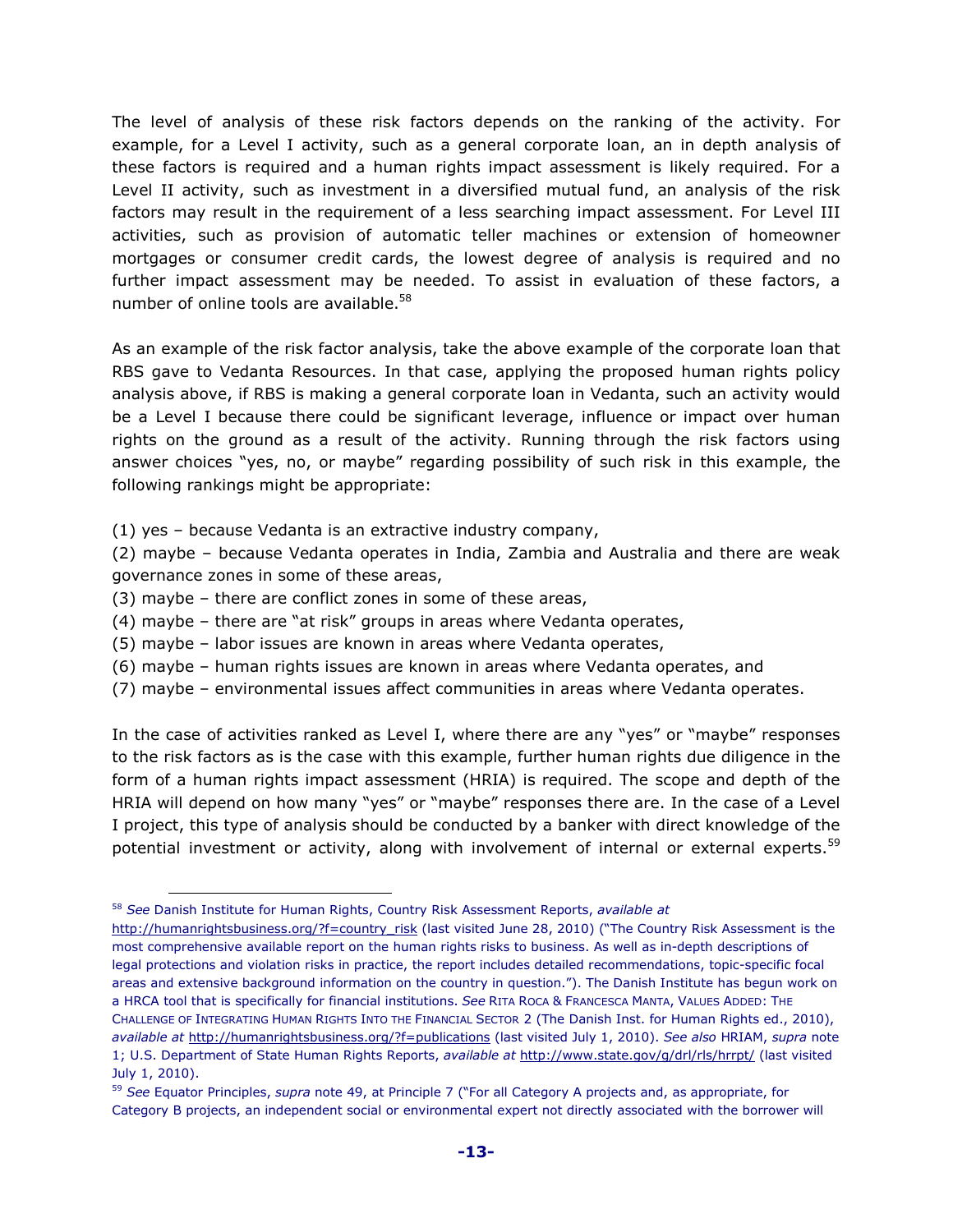The level of analysis of these risk factors depends on the ranking of the activity. For example, for a Level I activity, such as a general corporate loan, an in depth analysis of these factors is required and a human rights impact assessment is likely required. For a Level II activity, such as investment in a diversified mutual fund, an analysis of the risk factors may result in the requirement of a less searching impact assessment. For Level III activities, such as provision of automatic teller machines or extension of homeowner mortgages or consumer credit cards, the lowest degree of analysis is required and no further impact assessment may be needed. To assist in evaluation of these factors, a number of online tools are available.[58]

As an example of the risk factor analysis, take the above example of the corporate loan that RBS gave to Vedanta Resources. In that case, applying the proposed human rights policy analysis above, if RBS is making a general corporate loan in Vedanta, such an activity would be a Level I because there could be significant leverage, influence or impact over human rights on the ground as a result of the activity. Running through the risk factors using answer choices "yes, no, or maybe" regarding possibility of such risk in this example, the following rankings might be appropriate:

(1) yes – because Vedanta is an extractive industry company,
(2) maybe – because Vedanta operates in India, Zambia and Australia and there are weak governance zones in some of these areas,
(3) maybe – there are conflict zones in some of these areas,
(4) maybe – there are "at risk" groups in areas where Vedanta operates,
(5) maybe – labor issues are known in areas where Vedanta operates,
(6) maybe – human rights issues are known in areas where Vedanta operates, and
(7) maybe – environmental issues affect communities in areas where Vedanta operates.

In the case of activities ranked as Level I, where there are any "yes" or "maybe" responses to the risk factors as is the case with this example, further human rights due diligence in the form of a human rights impact assessment (HRIA) is required. The scope and depth of the HRIA will depend on how many "yes" or "maybe" responses there are. In the case of a Level I project, this type of analysis should be conducted by a banker with direct knowledge of the potential investment or activity, along with involvement of internal or external experts.[59]

---

[58] *See* Danish Institute for Human Rights, Country Risk Assessment Reports, *available at* http://humanrightsbusiness.org/?f=country_risk (last visited June 28, 2010) ("The Country Risk Assessment is the most comprehensive available report on the human rights risks to business. As well as in-depth descriptions of legal protections and violation risks in practice, the report includes detailed recommendations, topic-specific focal areas and extensive background information on the country in question."). The Danish Institute has begun work on a HRCA tool that is specifically for financial institutions. *See* RITA ROCA & FRANCESCA MANTA, VALUES ADDED: THE CHALLENGE OF INTEGRATING HUMAN RIGHTS INTO THE FINANCIAL SECTOR 2 (The Danish Inst. for Human Rights ed., 2010), *available at* http://humanrightsbusiness.org/?f=publications (last visited July 1, 2010). *See also* HRIAM, *supra* note 1; U.S. Department of State Human Rights Reports, *available at* http://www.state.gov/g/drl/rls/hrrpt/ (last visited July 1, 2010).

[59] *See* Equator Principles, *supra* note 49, at Principle 7 ("For all Category A projects and, as appropriate, for Category B projects, an independent social or environmental expert not directly associated with the borrower will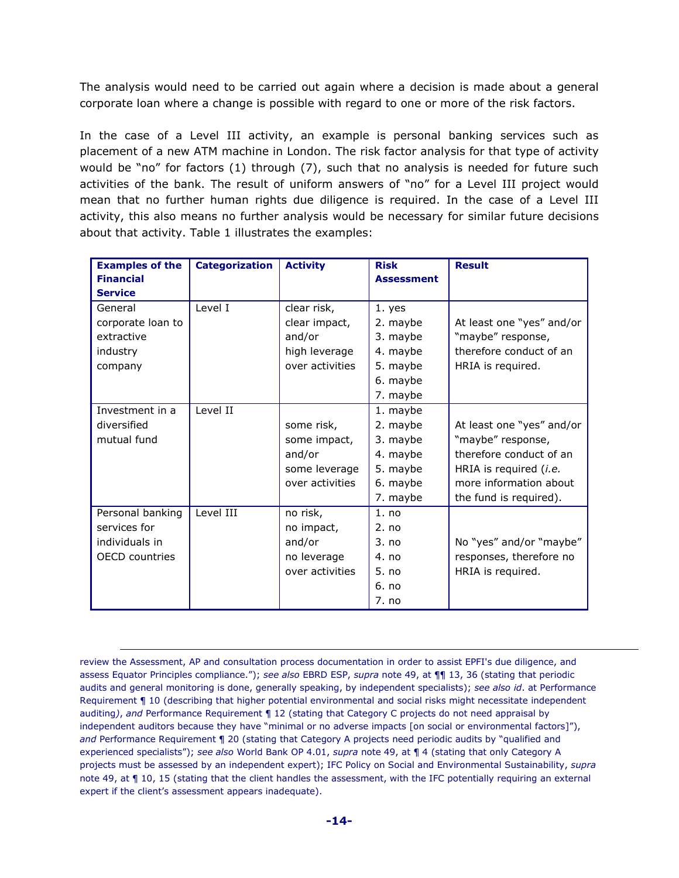The analysis would need to be carried out again where a decision is made about a general corporate loan where a change is possible with regard to one or more of the risk factors.

In the case of a Level III activity, an example is personal banking services such as placement of a new ATM machine in London. The risk factor analysis for that type of activity would be "no" for factors (1) through (7), such that no analysis is needed for future such activities of the bank. The result of uniform answers of "no" for a Level III project would mean that no further human rights due diligence is required. In the case of a Level III activity, this also means no further analysis would be necessary for similar future decisions about that activity. Table 1 illustrates the examples:

| **Examples of the Financial Service** | **Categorization** | **Activity** | **Risk Assessment** | **Result** |
|---|---|---|---|---|
| General corporate loan to extractive industry company | Level I | clear risk, clear impact, and/or high leverage over activities | 1. yes<br>2. maybe<br>3. maybe<br>4. maybe<br>5. maybe<br>6. maybe<br>7. maybe | At least one "yes" and/or "maybe" response, therefore conduct of an HRIA is required. |
| Investment in a diversified mutual fund | Level II | some risk, some impact, and/or some leverage over activities | 1. maybe<br>2. maybe<br>3. maybe<br>4. maybe<br>5. maybe<br>6. maybe<br>7. maybe | At least one "yes" and/or "maybe" response, therefore conduct of an HRIA is required (*i.e.* more information about the fund is required). |
| Personal banking services for individuals in OECD countries | Level III | no risk, no impact, and/or no leverage over activities | 1. no<br>2. no<br>3. no<br>4. no<br>5. no<br>6. no<br>7. no | No "yes" and/or "maybe" responses, therefore no HRIA is required. |

review the Assessment, AP and consultation process documentation in order to assist EPFI's due diligence, and assess Equator Principles compliance."); *see also* EBRD ESP, *supra* note 49, at ¶¶ 13, 36 (stating that periodic audits and general monitoring is done, generally speaking, by independent specialists); *see also id*. at Performance Requirement ¶ 10 (describing that higher potential environmental and social risks might necessitate independent auditing), *and* Performance Requirement ¶ 12 (stating that Category C projects do not need appraisal by independent auditors because they have "minimal or no adverse impacts [on social or environmental factors]"), *and* Performance Requirement ¶ 20 (stating that Category A projects need periodic audits by "qualified and experienced specialists"); *see also* World Bank OP 4.01, *supra* note 49, at ¶ 4 (stating that only Category A projects must be assessed by an independent expert); IFC Policy on Social and Environmental Sustainability, *supra* note 49, at ¶ 10, 15 (stating that the client handles the assessment, with the IFC potentially requiring an external expert if the client's assessment appears inadequate).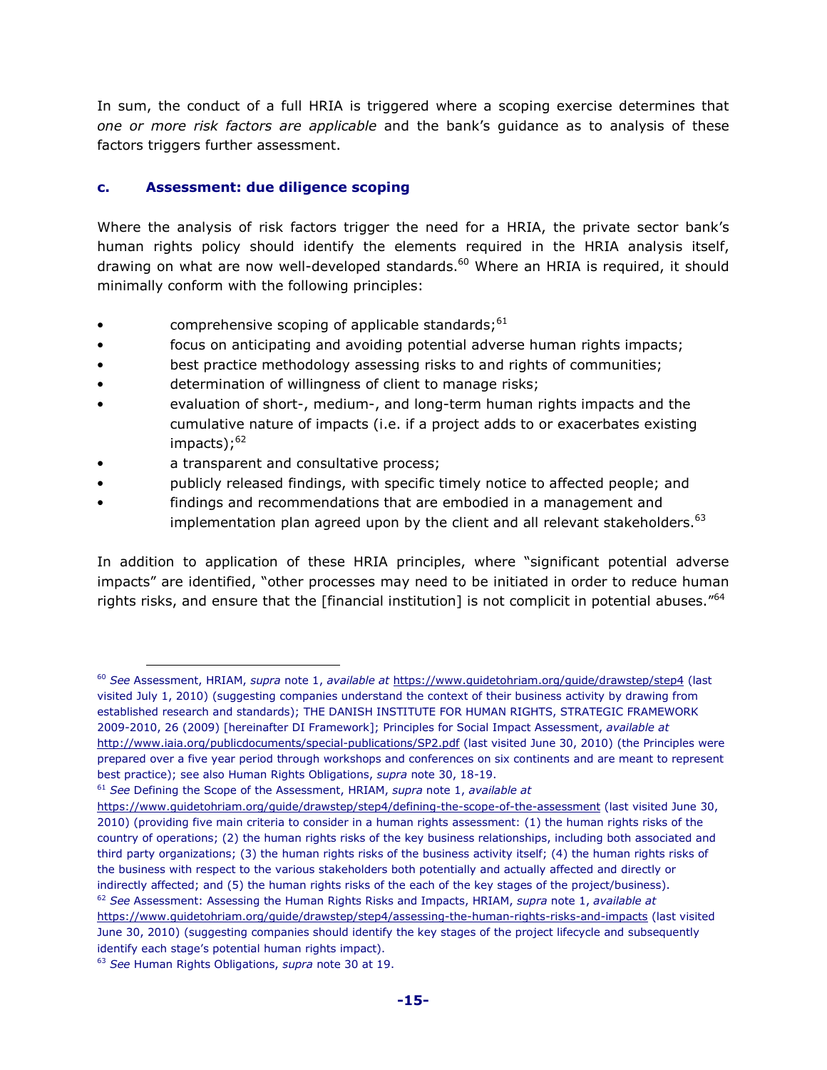In sum, the conduct of a full HRIA is triggered where a scoping exercise determines that *one or more risk factors are applicable* and the bank's guidance as to analysis of these factors triggers further assessment.

### c. Assessment: due diligence scoping

Where the analysis of risk factors trigger the need for a HRIA, the private sector bank's human rights policy should identify the elements required in the HRIA analysis itself, drawing on what are now well-developed standards.[60] Where an HRIA is required, it should minimally conform with the following principles:

- comprehensive scoping of applicable standards;[61]
- focus on anticipating and avoiding potential adverse human rights impacts;
- best practice methodology assessing risks to and rights of communities;
- determination of willingness of client to manage risks;
- evaluation of short-, medium-, and long-term human rights impacts and the cumulative nature of impacts (i.e. if a project adds to or exacerbates existing impacts);[62]
- a transparent and consultative process;
- publicly released findings, with specific timely notice to affected people; and
- findings and recommendations that are embodied in a management and implementation plan agreed upon by the client and all relevant stakeholders.[63]

In addition to application of these HRIA principles, where "significant potential adverse impacts" are identified, "other processes may need to be initiated in order to reduce human rights risks, and ensure that the [financial institution] is not complicit in potential abuses."[64]

---

[60] *See* Assessment, HRIAM, *supra* note 1, *available at* https://www.guidetohriam.org/guide/drawstep/step4 (last visited July 1, 2010) (suggesting companies understand the context of their business activity by drawing from established research and standards); THE DANISH INSTITUTE FOR HUMAN RIGHTS, STRATEGIC FRAMEWORK 2009-2010, 26 (2009) [hereinafter DI Framework]; Principles for Social Impact Assessment, *available at* http://www.iaia.org/publicdocuments/special-publications/SP2.pdf (last visited June 30, 2010) (the Principles were prepared over a five year period through workshops and conferences on six continents and are meant to represent best practice); see also Human Rights Obligations, *supra* note 30, 18-19.

[61] *See* Defining the Scope of the Assessment, HRIAM, *supra* note 1, *available at* https://www.guidetohriam.org/guide/drawstep/step4/defining-the-scope-of-the-assessment (last visited June 30, 2010) (providing five main criteria to consider in a human rights assessment: (1) the human rights risks of the country of operations; (2) the human rights risks of the key business relationships, including both associated and third party organizations; (3) the human rights risks of the business activity itself; (4) the human rights risks of the business with respect to the various stakeholders both potentially and actually affected and directly or indirectly affected; and (5) the human rights risks of the each of the key stages of the project/business).

[62] *See* Assessment: Assessing the Human Rights Risks and Impacts, HRIAM, *supra* note 1, *available at* https://www.guidetohriam.org/guide/drawstep/step4/assessing-the-human-rights-risks-and-impacts (last visited June 30, 2010) (suggesting companies should identify the key stages of the project lifecycle and subsequently identify each stage's potential human rights impact).

[63] *See* Human Rights Obligations, *supra* note 30 at 19.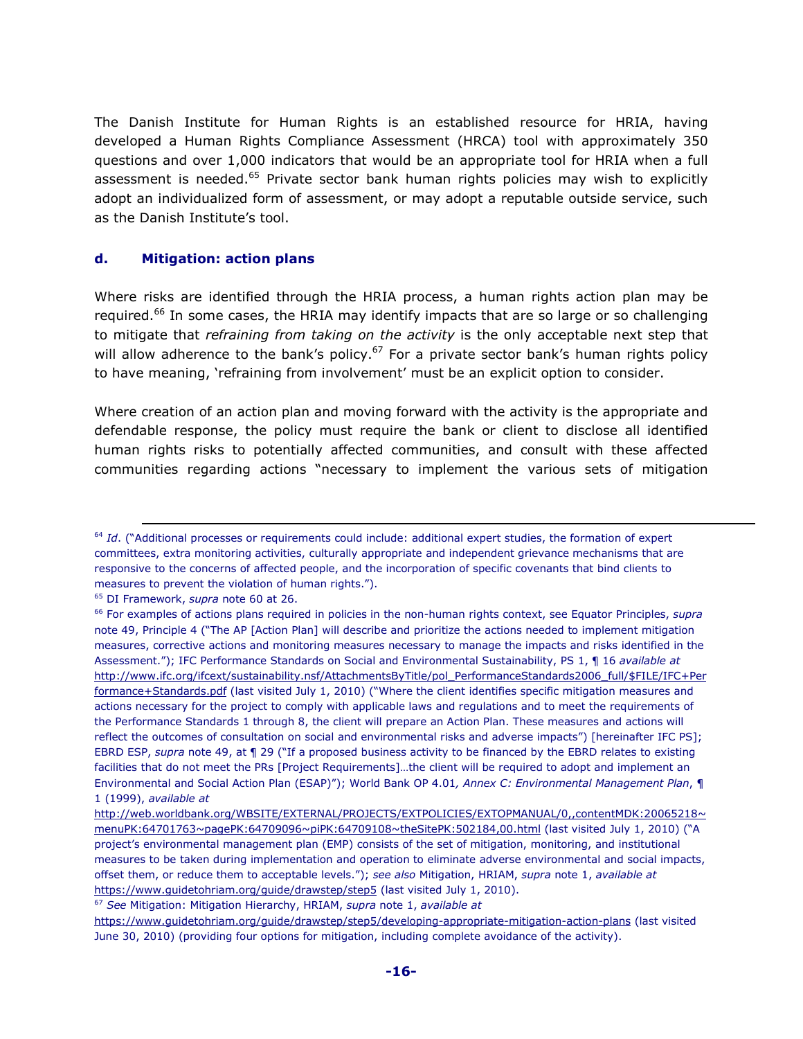The Danish Institute for Human Rights is an established resource for HRIA, having developed a Human Rights Compliance Assessment (HRCA) tool with approximately 350 questions and over 1,000 indicators that would be an appropriate tool for HRIA when a full assessment is needed.[65] Private sector bank human rights policies may wish to explicitly adopt an individualized form of assessment, or may adopt a reputable outside service, such as the Danish Institute's tool.

### d. Mitigation: action plans

Where risks are identified through the HRIA process, a human rights action plan may be required.[66] In some cases, the HRIA may identify impacts that are so large or so challenging to mitigate that *refraining from taking on the activity* is the only acceptable next step that will allow adherence to the bank's policy.[67] For a private sector bank's human rights policy to have meaning, 'refraining from involvement' must be an explicit option to consider.

Where creation of an action plan and moving forward with the activity is the appropriate and defendable response, the policy must require the bank or client to disclose all identified human rights risks to potentially affected communities, and consult with these affected communities regarding actions "necessary to implement the various sets of mitigation

---

[64] *Id*. ("Additional processes or requirements could include: additional expert studies, the formation of expert committees, extra monitoring activities, culturally appropriate and independent grievance mechanisms that are responsive to the concerns of affected people, and the incorporation of specific covenants that bind clients to measures to prevent the violation of human rights.").

[65] DI Framework, *supra* note 60 at 26.

[66] For examples of actions plans required in policies in the non-human rights context, see Equator Principles, *supra* note 49, Principle 4 ("The AP [Action Plan] will describe and prioritize the actions needed to implement mitigation measures, corrective actions and monitoring measures necessary to manage the impacts and risks identified in the Assessment."); IFC Performance Standards on Social and Environmental Sustainability, PS 1, ¶ 16 *available at* http://www.ifc.org/ifcext/sustainability.nsf/AttachmentsByTitle/pol_PerformanceStandards2006_full/$FILE/IFC+Performance+Standards.pdf (last visited July 1, 2010) ("Where the client identifies specific mitigation measures and actions necessary for the project to comply with applicable laws and regulations and to meet the requirements of the Performance Standards 1 through 8, the client will prepare an Action Plan. These measures and actions will reflect the outcomes of consultation on social and environmental risks and adverse impacts") [hereinafter IFC PS]; EBRD ESP, *supra* note 49, at ¶ 29 ("If a proposed business activity to be financed by the EBRD relates to existing facilities that do not meet the PRs [Project Requirements]…the client will be required to adopt and implement an Environmental and Social Action Plan (ESAP)"); World Bank OP 4.01*, Annex C: Environmental Management Plan*, ¶ 1 (1999), *available at* http://web.worldbank.org/WBSITE/EXTERNAL/PROJECTS/EXTPOLICIES/EXTOPMANUAL/0,,contentMDK:20065218~menuPK:64701763~pagePK:64709096~piPK:64709108~theSitePK:502184,00.html (last visited July 1, 2010) ("A project's environmental management plan (EMP) consists of the set of mitigation, monitoring, and institutional measures to be taken during implementation and operation to eliminate adverse environmental and social impacts, offset them, or reduce them to acceptable levels."); *see also* Mitigation, HRIAM, *supra* note 1, *available at* https://www.guidetohriam.org/guide/drawstep/step5 (last visited July 1, 2010).

[67] *See* Mitigation: Mitigation Hierarchy, HRIAM, *supra* note 1, *available at* https://www.guidetohriam.org/guide/drawstep/step5/developing-appropriate-mitigation-action-plans (last visited June 30, 2010) (providing four options for mitigation, including complete avoidance of the activity).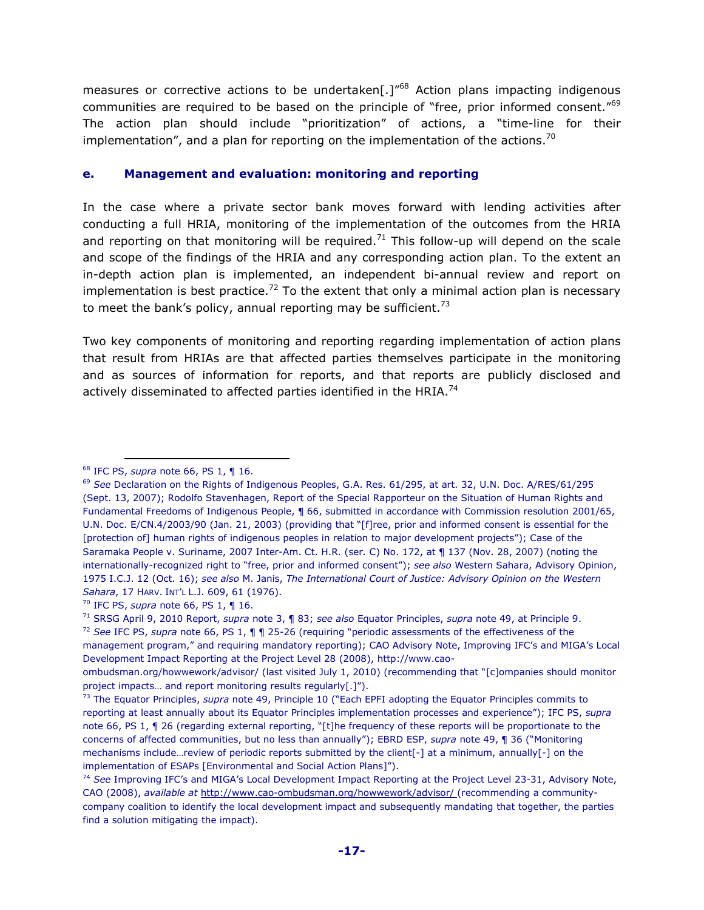measures or corrective actions to be undertaken[.]"[68] Action plans impacting indigenous communities are required to be based on the principle of "free, prior informed consent."[69] The action plan should include "prioritization" of actions, a "time-line for their implementation", and a plan for reporting on the implementation of the actions.[70]

### e. Management and evaluation: monitoring and reporting

In the case where a private sector bank moves forward with lending activities after conducting a full HRIA, monitoring of the implementation of the outcomes from the HRIA and reporting on that monitoring will be required.[71] This follow-up will depend on the scale and scope of the findings of the HRIA and any corresponding action plan. To the extent an in-depth action plan is implemented, an independent bi-annual review and report on implementation is best practice.[72] To the extent that only a minimal action plan is necessary to meet the bank's policy, annual reporting may be sufficient.[73]

Two key components of monitoring and reporting regarding implementation of action plans that result from HRIAs are that affected parties themselves participate in the monitoring and as sources of information for reports, and that reports are publicly disclosed and actively disseminated to affected parties identified in the HRIA.[74]

---

[68] IFC PS, *supra* note 66, PS 1, ¶ 16.

[69] *See* Declaration on the Rights of Indigenous Peoples, G.A. Res. 61/295, at art. 32, U.N. Doc. A/RES/61/295 (Sept. 13, 2007); Rodolfo Stavenhagen, Report of the Special Rapporteur on the Situation of Human Rights and Fundamental Freedoms of Indigenous People, ¶ 66, submitted in accordance with Commission resolution 2001/65, U.N. Doc. E/CN.4/2003/90 (Jan. 21, 2003) (providing that "[f]ree, prior and informed consent is essential for the [protection of] human rights of indigenous peoples in relation to major development projects"); Case of the Saramaka People v. Suriname, 2007 Inter-Am. Ct. H.R. (ser. C) No. 172, at ¶ 137 (Nov. 28, 2007) (noting the internationally-recognized right to "free, prior and informed consent"); *see also* Western Sahara, Advisory Opinion, 1975 I.C.J. 12 (Oct. 16); *see also* M. Janis, *The International Court of Justice: Advisory Opinion on the Western Sahara*, 17 HARV. INT'L L.J. 609, 61 (1976).

[70] IFC PS, *supra* note 66, PS 1, ¶ 16.

[71] SRSG April 9, 2010 Report, *supra* note 3, ¶ 83; *see also* Equator Principles, *supra* note 49, at Principle 9.

[72] *See* IFC PS, *supra* note 66, PS 1, ¶ ¶ 25-26 (requiring "periodic assessments of the effectiveness of the management program," and requiring mandatory reporting); CAO Advisory Note, Improving IFC's and MIGA's Local Development Impact Reporting at the Project Level 28 (2008), http://www.cao-ombudsman.org/howwework/advisor/ (last visited July 1, 2010) (recommending that "[c]ompanies should monitor project impacts… and report monitoring results regularly[.]").

[73] The Equator Principles, *supra* note 49, Principle 10 ("Each EPFI adopting the Equator Principles commits to reporting at least annually about its Equator Principles implementation processes and experience"); IFC PS, *supra* note 66, PS 1, ¶ 26 (regarding external reporting, "[t]he frequency of these reports will be proportionate to the concerns of affected communities, but no less than annually"); EBRD ESP, *supra* note 49, ¶ 36 ("Monitoring mechanisms include…review of periodic reports submitted by the client[-] at a minimum, annually[-] on the implementation of ESAPs [Environmental and Social Action Plans]").

[74] *See* Improving IFC's and MIGA's Local Development Impact Reporting at the Project Level 23-31, Advisory Note, CAO (2008), *available at* http://www.cao-ombudsman.org/howwework/advisor/ (recommending a community-company coalition to identify the local development impact and subsequently mandating that together, the parties find a solution mitigating the impact).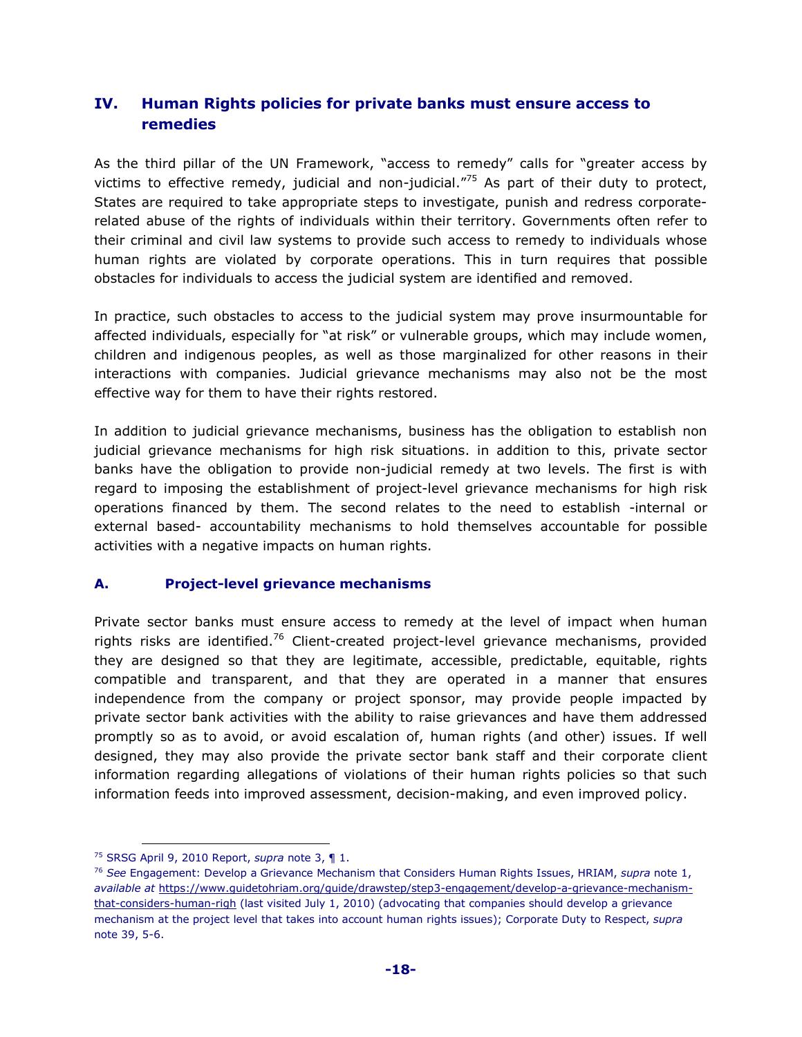## IV. Human Rights policies for private banks must ensure access to remedies

As the third pillar of the UN Framework, "access to remedy" calls for "greater access by victims to effective remedy, judicial and non-judicial."[75] As part of their duty to protect, States are required to take appropriate steps to investigate, punish and redress corporate-related abuse of the rights of individuals within their territory. Governments often refer to their criminal and civil law systems to provide such access to remedy to individuals whose human rights are violated by corporate operations. This in turn requires that possible obstacles for individuals to access the judicial system are identified and removed.

In practice, such obstacles to access to the judicial system may prove insurmountable for affected individuals, especially for "at risk" or vulnerable groups, which may include women, children and indigenous peoples, as well as those marginalized for other reasons in their interactions with companies. Judicial grievance mechanisms may also not be the most effective way for them to have their rights restored.

In addition to judicial grievance mechanisms, business has the obligation to establish non judicial grievance mechanisms for high risk situations. in addition to this, private sector banks have the obligation to provide non-judicial remedy at two levels. The first is with regard to imposing the establishment of project-level grievance mechanisms for high risk operations financed by them. The second relates to the need to establish -internal or external based- accountability mechanisms to hold themselves accountable for possible activities with a negative impacts on human rights.

### A. Project-level grievance mechanisms

Private sector banks must ensure access to remedy at the level of impact when human rights risks are identified.[76] Client-created project-level grievance mechanisms, provided they are designed so that they are legitimate, accessible, predictable, equitable, rights compatible and transparent, and that they are operated in a manner that ensures independence from the company or project sponsor, may provide people impacted by private sector bank activities with the ability to raise grievances and have them addressed promptly so as to avoid, or avoid escalation of, human rights (and other) issues. If well designed, they may also provide the private sector bank staff and their corporate client information regarding allegations of violations of their human rights policies so that such information feeds into improved assessment, decision-making, and even improved policy.

---

[75] SRSG April 9, 2010 Report, *supra* note 3, ¶ 1.

[76] *See* Engagement: Develop a Grievance Mechanism that Considers Human Rights Issues, HRIAM, *supra* note 1, *available at* https://www.guidetohriam.org/guide/drawstep/step3-engagement/develop-a-grievance-mechanism-that-considers-human-righ (last visited July 1, 2010) (advocating that companies should develop a grievance mechanism at the project level that takes into account human rights issues); Corporate Duty to Respect, *supra* note 39, 5-6.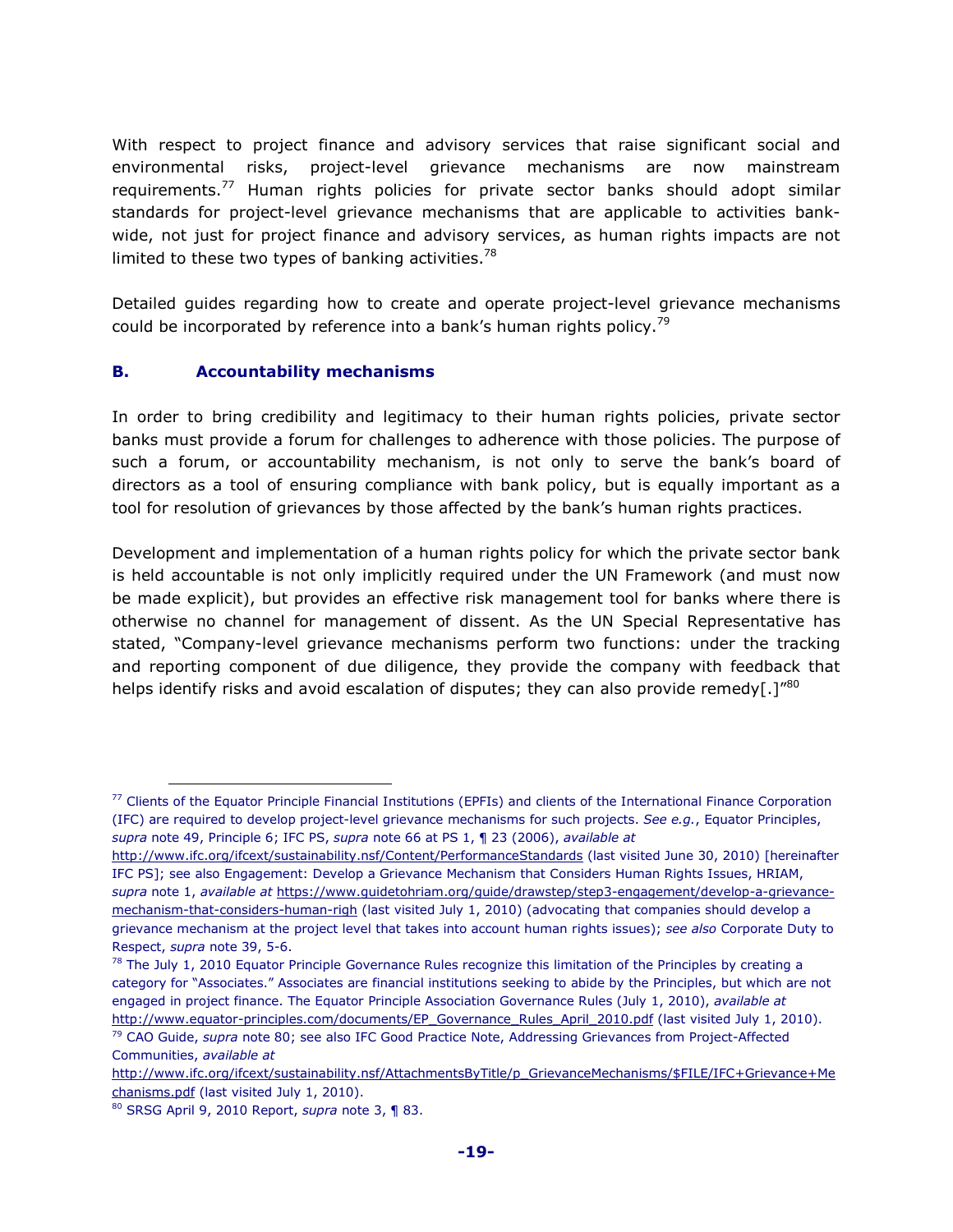With respect to project finance and advisory services that raise significant social and environmental risks, project-level grievance mechanisms are now mainstream requirements.[77] Human rights policies for private sector banks should adopt similar standards for project-level grievance mechanisms that are applicable to activities bank-wide, not just for project finance and advisory services, as human rights impacts are not limited to these two types of banking activities.[78]

Detailed guides regarding how to create and operate project-level grievance mechanisms could be incorporated by reference into a bank's human rights policy.[79]

### B. Accountability mechanisms

In order to bring credibility and legitimacy to their human rights policies, private sector banks must provide a forum for challenges to adherence with those policies. The purpose of such a forum, or accountability mechanism, is not only to serve the bank's board of directors as a tool of ensuring compliance with bank policy, but is equally important as a tool for resolution of grievances by those affected by the bank's human rights practices.

Development and implementation of a human rights policy for which the private sector bank is held accountable is not only implicitly required under the UN Framework (and must now be made explicit), but provides an effective risk management tool for banks where there is otherwise no channel for management of dissent. As the UN Special Representative has stated, "Company-level grievance mechanisms perform two functions: under the tracking and reporting component of due diligence, they provide the company with feedback that helps identify risks and avoid escalation of disputes; they can also provide remedy[.]"[80]

---

[77] Clients of the Equator Principle Financial Institutions (EPFIs) and clients of the International Finance Corporation (IFC) are required to develop project-level grievance mechanisms for such projects. *See e.g.*, Equator Principles, *supra* note 49, Principle 6; IFC PS, *supra* note 66 at PS 1, ¶ 23 (2006), *available at* http://www.ifc.org/ifcext/sustainability.nsf/Content/PerformanceStandards (last visited June 30, 2010) [hereinafter IFC PS]; see also Engagement: Develop a Grievance Mechanism that Considers Human Rights Issues, HRIAM, *supra* note 1, *available at* https://www.guidetohriam.org/guide/drawstep/step3-engagement/develop-a-grievance-mechanism-that-considers-human-righ (last visited July 1, 2010) (advocating that companies should develop a grievance mechanism at the project level that takes into account human rights issues); *see also* Corporate Duty to Respect, *supra* note 39, 5-6.

[78] The July 1, 2010 Equator Principle Governance Rules recognize this limitation of the Principles by creating a category for "Associates." Associates are financial institutions seeking to abide by the Principles, but which are not engaged in project finance. The Equator Principle Association Governance Rules (July 1, 2010), *available at* http://www.equator-principles.com/documents/EP_Governance_Rules_April_2010.pdf (last visited July 1, 2010).

[79] CAO Guide, *supra* note 80; see also IFC Good Practice Note, Addressing Grievances from Project-Affected Communities, *available at* http://www.ifc.org/ifcext/sustainability.nsf/AttachmentsByTitle/p_GrievanceMechanisms/$FILE/IFC+Grievance+Mechanisms.pdf (last visited July 1, 2010).

[80] SRSG April 9, 2010 Report, *supra* note 3, ¶ 83.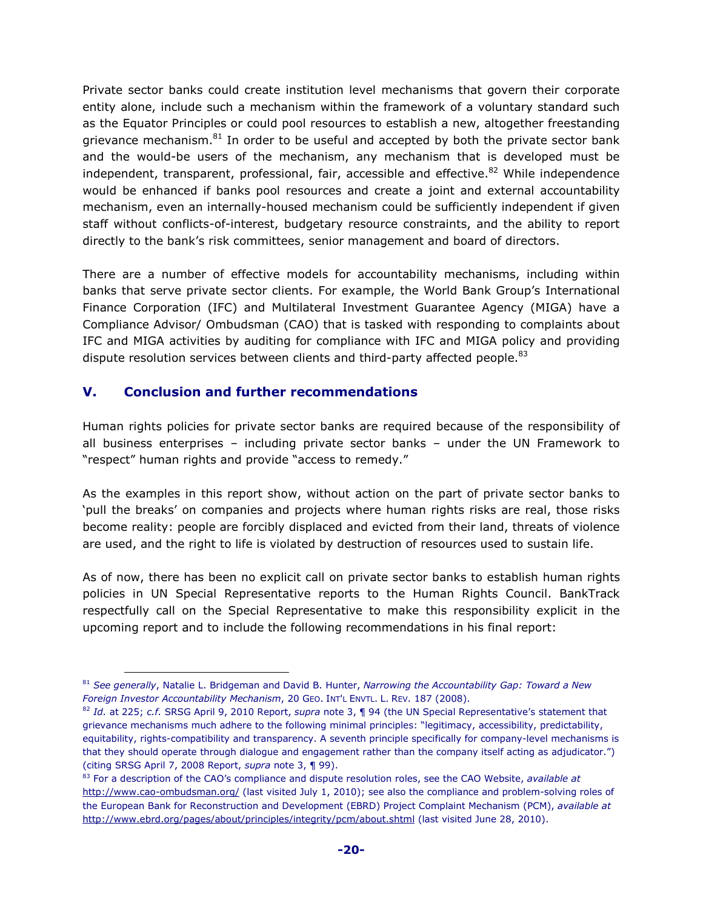Private sector banks could create institution level mechanisms that govern their corporate entity alone, include such a mechanism within the framework of a voluntary standard such as the Equator Principles or could pool resources to establish a new, altogether freestanding grievance mechanism.[81] In order to be useful and accepted by both the private sector bank and the would-be users of the mechanism, any mechanism that is developed must be independent, transparent, professional, fair, accessible and effective.[82] While independence would be enhanced if banks pool resources and create a joint and external accountability mechanism, even an internally-housed mechanism could be sufficiently independent if given staff without conflicts-of-interest, budgetary resource constraints, and the ability to report directly to the bank's risk committees, senior management and board of directors.

There are a number of effective models for accountability mechanisms, including within banks that serve private sector clients. For example, the World Bank Group's International Finance Corporation (IFC) and Multilateral Investment Guarantee Agency (MIGA) have a Compliance Advisor/ Ombudsman (CAO) that is tasked with responding to complaints about IFC and MIGA activities by auditing for compliance with IFC and MIGA policy and providing dispute resolution services between clients and third-party affected people.[83]

## V. Conclusion and further recommendations

Human rights policies for private sector banks are required because of the responsibility of all business enterprises – including private sector banks – under the UN Framework to "respect" human rights and provide "access to remedy."

As the examples in this report show, without action on the part of private sector banks to 'pull the breaks' on companies and projects where human rights risks are real, those risks become reality: people are forcibly displaced and evicted from their land, threats of violence are used, and the right to life is violated by destruction of resources used to sustain life.

As of now, there has been no explicit call on private sector banks to establish human rights policies in UN Special Representative reports to the Human Rights Council. BankTrack respectfully call on the Special Representative to make this responsibility explicit in the upcoming report and to include the following recommendations in his final report:

---

[81] *See generally*, Natalie L. Bridgeman and David B. Hunter, *Narrowing the Accountability Gap: Toward a New Foreign Investor Accountability Mechanism*, 20 GEO. INT'L ENVTL. L. REV. 187 (2008).

[82] *Id.* at 225; *c.f.* SRSG April 9, 2010 Report, *supra* note 3, ¶ 94 (the UN Special Representative's statement that grievance mechanisms much adhere to the following minimal principles: "legitimacy, accessibility, predictability, equitability, rights-compatibility and transparency. A seventh principle specifically for company-level mechanisms is that they should operate through dialogue and engagement rather than the company itself acting as adjudicator.") (citing SRSG April 7, 2008 Report, *supra* note 3, ¶ 99).

[83] For a description of the CAO's compliance and dispute resolution roles, see the CAO Website, *available at* http://www.cao-ombudsman.org/ (last visited July 1, 2010); see also the compliance and problem-solving roles of the European Bank for Reconstruction and Development (EBRD) Project Complaint Mechanism (PCM), *available at* http://www.ebrd.org/pages/about/principles/integrity/pcm/about.shtml (last visited June 28, 2010).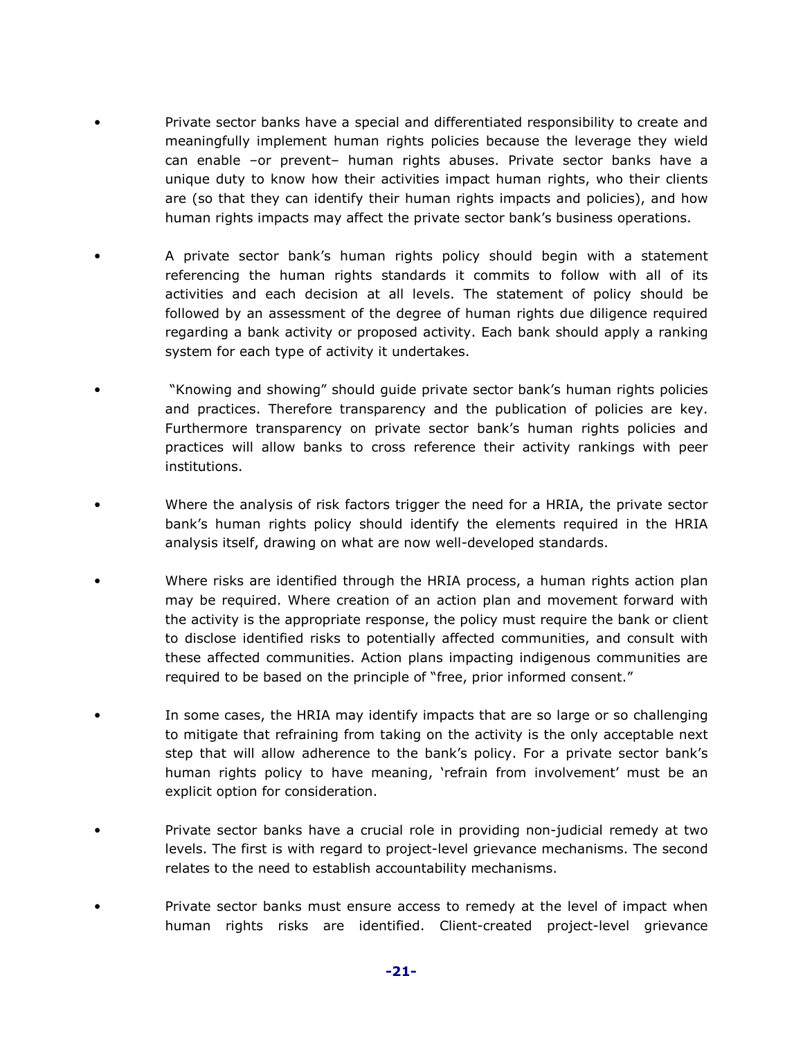- Private sector banks have a special and differentiated responsibility to create and meaningfully implement human rights policies because the leverage they wield can enable –or prevent– human rights abuses. Private sector banks have a unique duty to know how their activities impact human rights, who their clients are (so that they can identify their human rights impacts and policies), and how human rights impacts may affect the private sector bank's business operations.

- A private sector bank's human rights policy should begin with a statement referencing the human rights standards it commits to follow with all of its activities and each decision at all levels. The statement of policy should be followed by an assessment of the degree of human rights due diligence required regarding a bank activity or proposed activity. Each bank should apply a ranking system for each type of activity it undertakes.

- "Knowing and showing" should guide private sector bank's human rights policies and practices. Therefore transparency and the publication of policies are key. Furthermore transparency on private sector bank's human rights policies and practices will allow banks to cross reference their activity rankings with peer institutions.

- Where the analysis of risk factors trigger the need for a HRIA, the private sector bank's human rights policy should identify the elements required in the HRIA analysis itself, drawing on what are now well-developed standards.

- Where risks are identified through the HRIA process, a human rights action plan may be required. Where creation of an action plan and movement forward with the activity is the appropriate response, the policy must require the bank or client to disclose identified risks to potentially affected communities, and consult with these affected communities. Action plans impacting indigenous communities are required to be based on the principle of "free, prior informed consent."

- In some cases, the HRIA may identify impacts that are so large or so challenging to mitigate that refraining from taking on the activity is the only acceptable next step that will allow adherence to the bank's policy. For a private sector bank's human rights policy to have meaning, 'refrain from involvement' must be an explicit option for consideration.

- Private sector banks have a crucial role in providing non-judicial remedy at two levels. The first is with regard to project-level grievance mechanisms. The second relates to the need to establish accountability mechanisms.

- Private sector banks must ensure access to remedy at the level of impact when human rights risks are identified. Client-created project-level grievance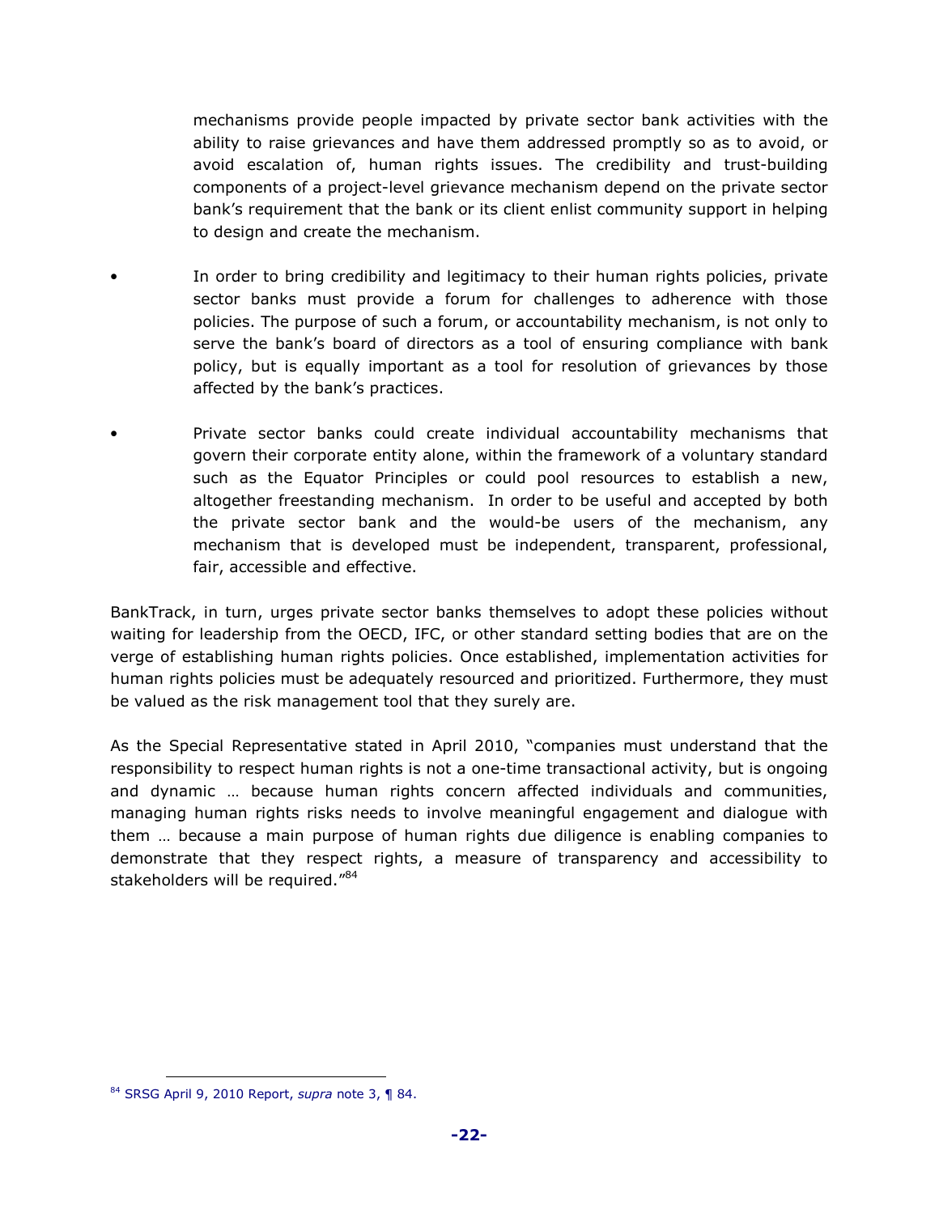mechanisms provide people impacted by private sector bank activities with the ability to raise grievances and have them addressed promptly so as to avoid, or avoid escalation of, human rights issues. The credibility and trust-building components of a project-level grievance mechanism depend on the private sector bank's requirement that the bank or its client enlist community support in helping to design and create the mechanism.

- In order to bring credibility and legitimacy to their human rights policies, private sector banks must provide a forum for challenges to adherence with those policies. The purpose of such a forum, or accountability mechanism, is not only to serve the bank's board of directors as a tool of ensuring compliance with bank policy, but is equally important as a tool for resolution of grievances by those affected by the bank's practices.

- Private sector banks could create individual accountability mechanisms that govern their corporate entity alone, within the framework of a voluntary standard such as the Equator Principles or could pool resources to establish a new, altogether freestanding mechanism. In order to be useful and accepted by both the private sector bank and the would-be users of the mechanism, any mechanism that is developed must be independent, transparent, professional, fair, accessible and effective.

BankTrack, in turn, urges private sector banks themselves to adopt these policies without waiting for leadership from the OECD, IFC, or other standard setting bodies that are on the verge of establishing human rights policies. Once established, implementation activities for human rights policies must be adequately resourced and prioritized. Furthermore, they must be valued as the risk management tool that they surely are.

As the Special Representative stated in April 2010, "companies must understand that the responsibility to respect human rights is not a one-time transactional activity, but is ongoing and dynamic … because human rights concern affected individuals and communities, managing human rights risks needs to involve meaningful engagement and dialogue with them … because a main purpose of human rights due diligence is enabling companies to demonstrate that they respect rights, a measure of transparency and accessibility to stakeholders will be required."[84]

[84] SRSG April 9, 2010 Report, *supra* note 3, ¶ 84.